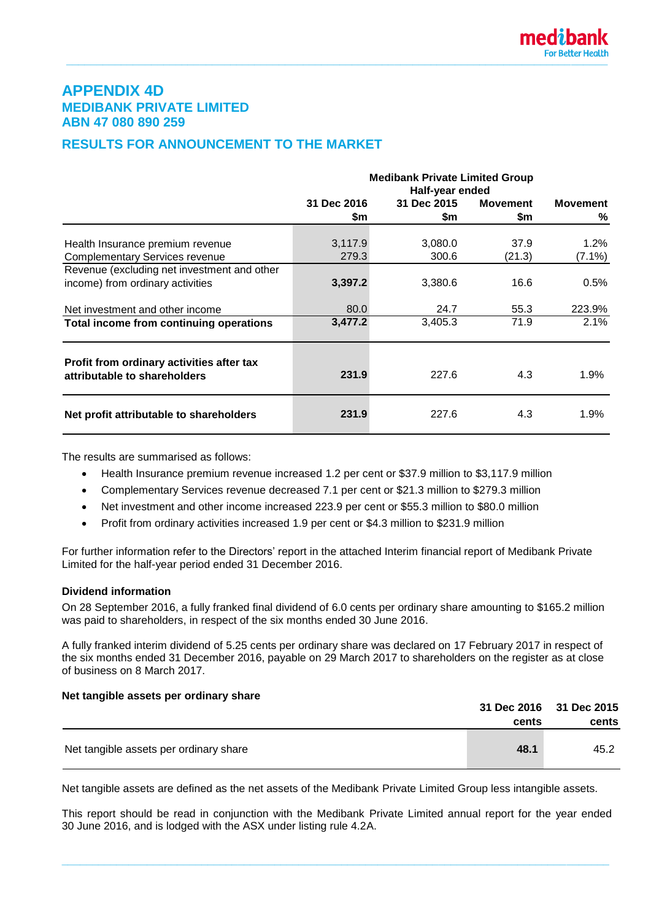# APPENDIX 4D
## MEDIBANK PRIVATE LIMITED
## ABN 47 080 890 259

## RESULTS FOR ANNOUNCEMENT TO THE MARKET

| | Medibank Private Limited Group Half-year ended | | | |
|---|---|---|---|---|
| | **31 Dec 2016 $m** | **31 Dec 2015 $m** | **Movement $m** | **Movement %** |
| Health Insurance premium revenue | 3,117.9 | 3,080.0 | 37.9 | 1.2% |
| Complementary Services revenue | 279.3 | 300.6 | (21.3) | (7.1%) |
| Revenue (excluding net investment and other income) from ordinary activities | **3,397.2** | 3,380.6 | 16.6 | 0.5% |
| Net investment and other income | 80.0 | 24.7 | 55.3 | 223.9% |
| **Total income from continuing operations** | **3,477.2** | 3,405.3 | 71.9 | 2.1% |
| **Profit from ordinary activities after tax attributable to shareholders** | **231.9** | 227.6 | 4.3 | 1.9% |
| **Net profit attributable to shareholders** | **231.9** | 227.6 | 4.3 | 1.9% |

The results are summarised as follows:

- Health Insurance premium revenue increased 1.2 per cent or $37.9 million to $3,117.9 million
- Complementary Services revenue decreased 7.1 per cent or $21.3 million to $279.3 million
- Net investment and other income increased 223.9 per cent or $55.3 million to $80.0 million
- Profit from ordinary activities increased 1.9 per cent or $4.3 million to $231.9 million

For further information refer to the Directors' report in the attached Interim financial report of Medibank Private Limited for the half-year period ended 31 December 2016.

**Dividend information**

On 28 September 2016, a fully franked final dividend of 6.0 cents per ordinary share amounting to $165.2 million was paid to shareholders, in respect of the six months ended 30 June 2016.

A fully franked interim dividend of 5.25 cents per ordinary share was declared on 17 February 2017 in respect of the six months ended 31 December 2016, payable on 29 March 2017 to shareholders on the register as at close of business on 8 March 2017.

**Net tangible assets per ordinary share**

| | 31 Dec 2016 cents | 31 Dec 2015 cents |
|---|---|---|
| Net tangible assets per ordinary share | **48.1** | 45.2 |

Net tangible assets are defined as the net assets of the Medibank Private Limited Group less intangible assets.

This report should be read in conjunction with the Medibank Private Limited annual report for the year ended 30 June 2016, and is lodged with the ASX under listing rule 4.2A.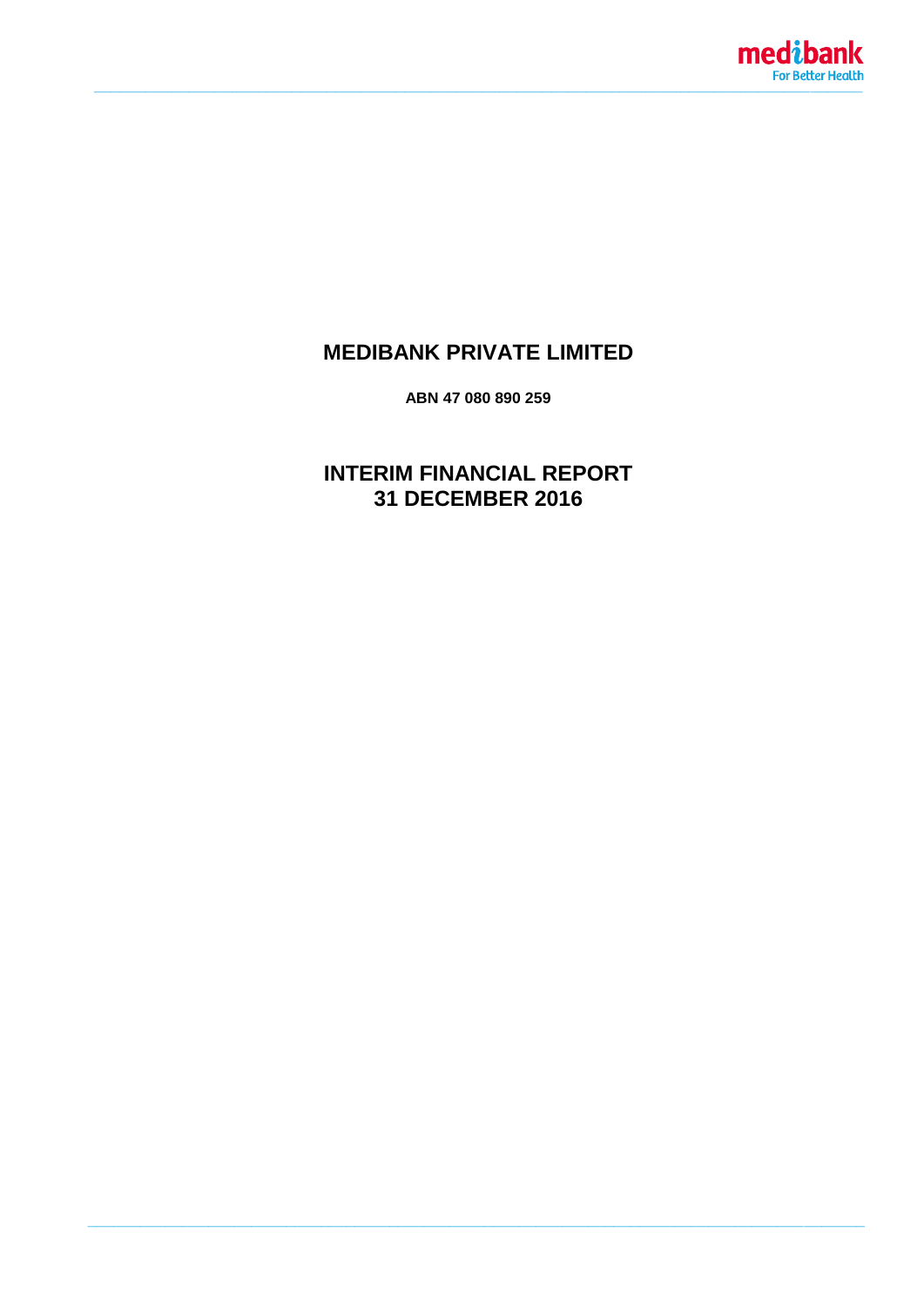# MEDIBANK PRIVATE LIMITED

**ABN 47 080 890 259**

# INTERIM FINANCIAL REPORT
# 31 DECEMBER 2016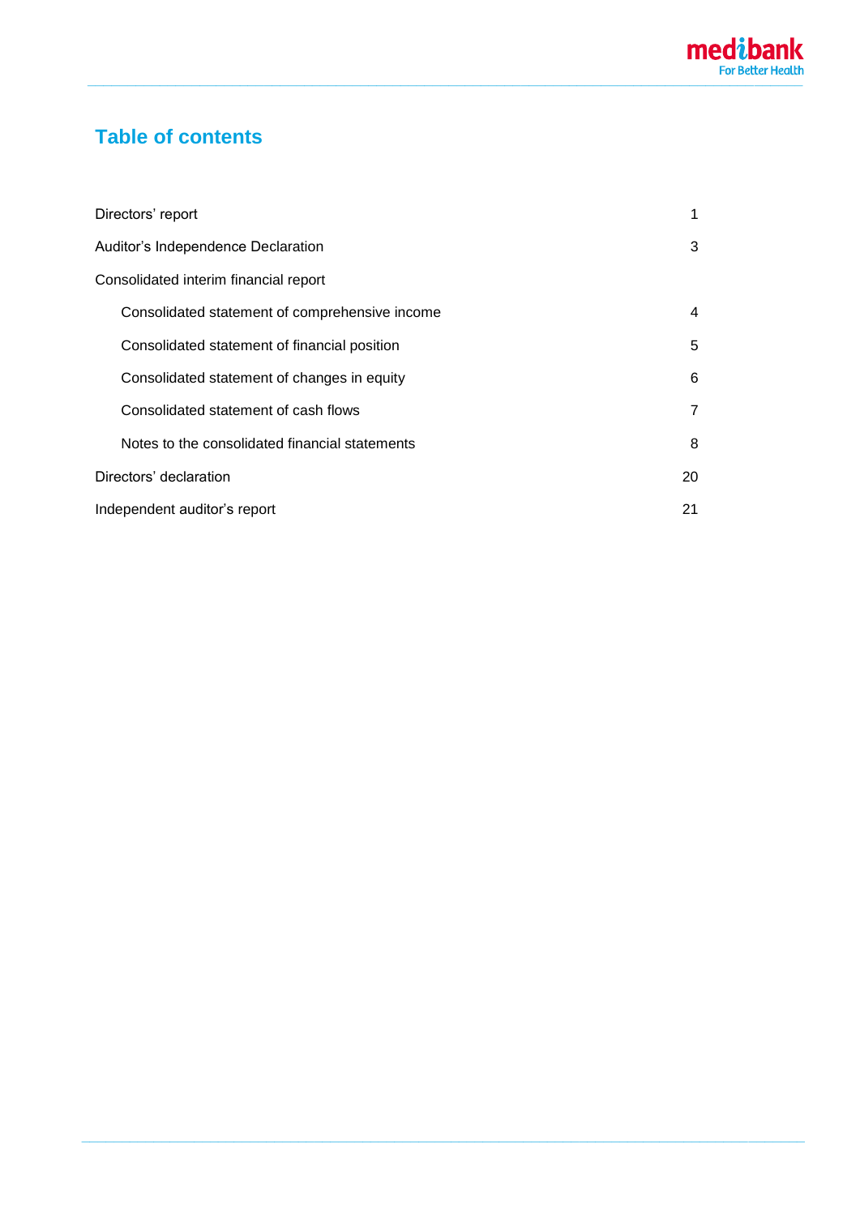## Table of contents

| | |
|---|---|
| Directors' report | 1 |
| Auditor's Independence Declaration | 3 |
| Consolidated interim financial report | |
| Consolidated statement of comprehensive income | 4 |
| Consolidated statement of financial position | 5 |
| Consolidated statement of changes in equity | 6 |
| Consolidated statement of cash flows | 7 |
| Notes to the consolidated financial statements | 8 |
| Directors' declaration | 20 |
| Independent auditor's report | 21 |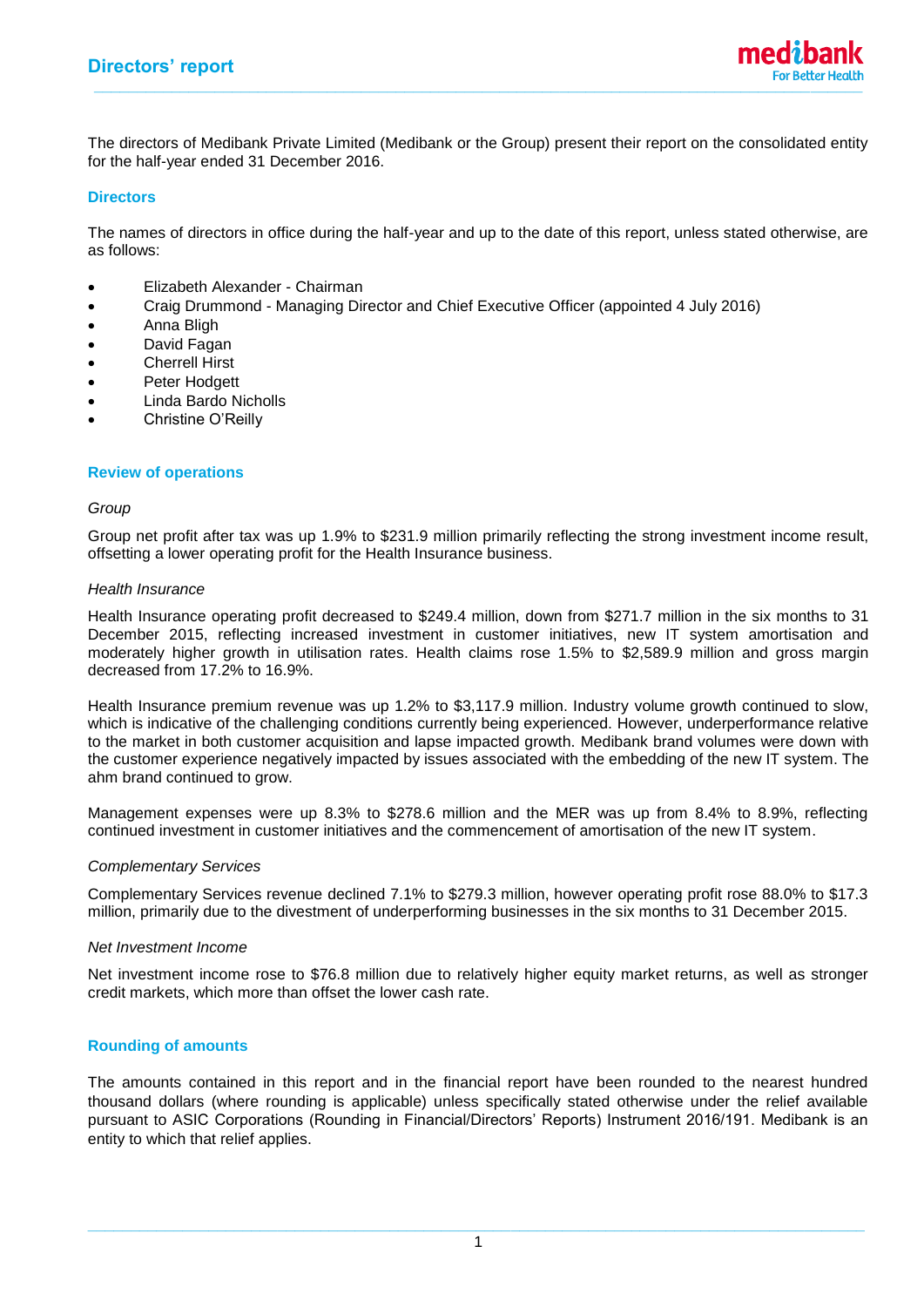# Directors' report

The directors of Medibank Private Limited (Medibank or the Group) present their report on the consolidated entity for the half-year ended 31 December 2016.

## Directors

The names of directors in office during the half-year and up to the date of this report, unless stated otherwise, are as follows:

- Elizabeth Alexander - Chairman
- Craig Drummond - Managing Director and Chief Executive Officer (appointed 4 July 2016)
- Anna Bligh
- David Fagan
- Cherrell Hirst
- Peter Hodgett
- Linda Bardo Nicholls
- Christine O'Reilly

## Review of operations

*Group*

Group net profit after tax was up 1.9% to $231.9 million primarily reflecting the strong investment income result, offsetting a lower operating profit for the Health Insurance business.

*Health Insurance*

Health Insurance operating profit decreased to $249.4 million, down from $271.7 million in the six months to 31 December 2015, reflecting increased investment in customer initiatives, new IT system amortisation and moderately higher growth in utilisation rates. Health claims rose 1.5% to $2,589.9 million and gross margin decreased from 17.2% to 16.9%.

Health Insurance premium revenue was up 1.2% to $3,117.9 million. Industry volume growth continued to slow, which is indicative of the challenging conditions currently being experienced. However, underperformance relative to the market in both customer acquisition and lapse impacted growth. Medibank brand volumes were down with the customer experience negatively impacted by issues associated with the embedding of the new IT system. The ahm brand continued to grow.

Management expenses were up 8.3% to $278.6 million and the MER was up from 8.4% to 8.9%, reflecting continued investment in customer initiatives and the commencement of amortisation of the new IT system.

*Complementary Services*

Complementary Services revenue declined 7.1% to $279.3 million, however operating profit rose 88.0% to $17.3 million, primarily due to the divestment of underperforming businesses in the six months to 31 December 2015.

*Net Investment Income*

Net investment income rose to $76.8 million due to relatively higher equity market returns, as well as stronger credit markets, which more than offset the lower cash rate.

## Rounding of amounts

The amounts contained in this report and in the financial report have been rounded to the nearest hundred thousand dollars (where rounding is applicable) unless specifically stated otherwise under the relief available pursuant to ASIC Corporations (Rounding in Financial/Directors' Reports) Instrument 2016/191. Medibank is an entity to which that relief applies.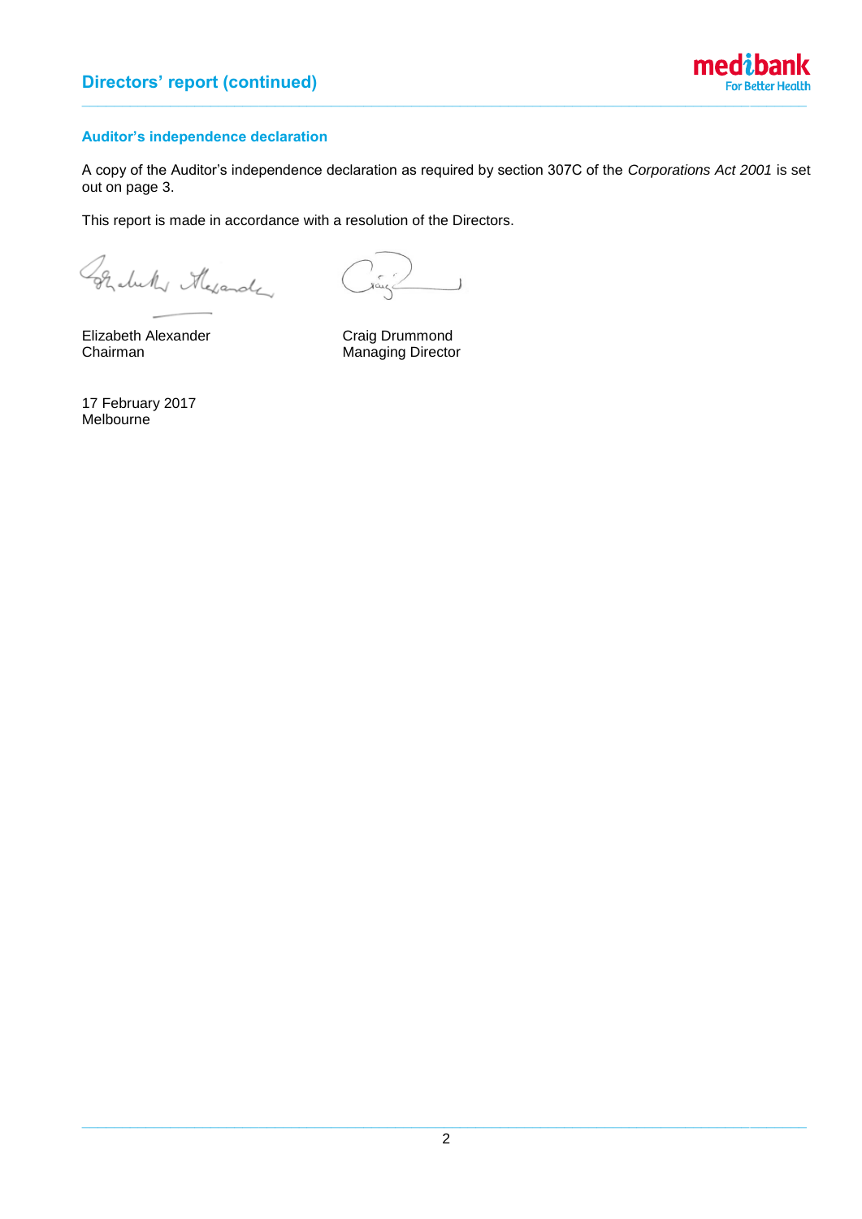## Auditor's independence declaration

A copy of the Auditor's independence declaration as required by section 307C of the *Corporations Act 2001* is set out on page 3.

This report is made in accordance with a resolution of the Directors.

| | |
|---|---|
| Elizabeth Alexander | Craig Drummond |
| Chairman | Managing Director |

17 February 2017
Melbourne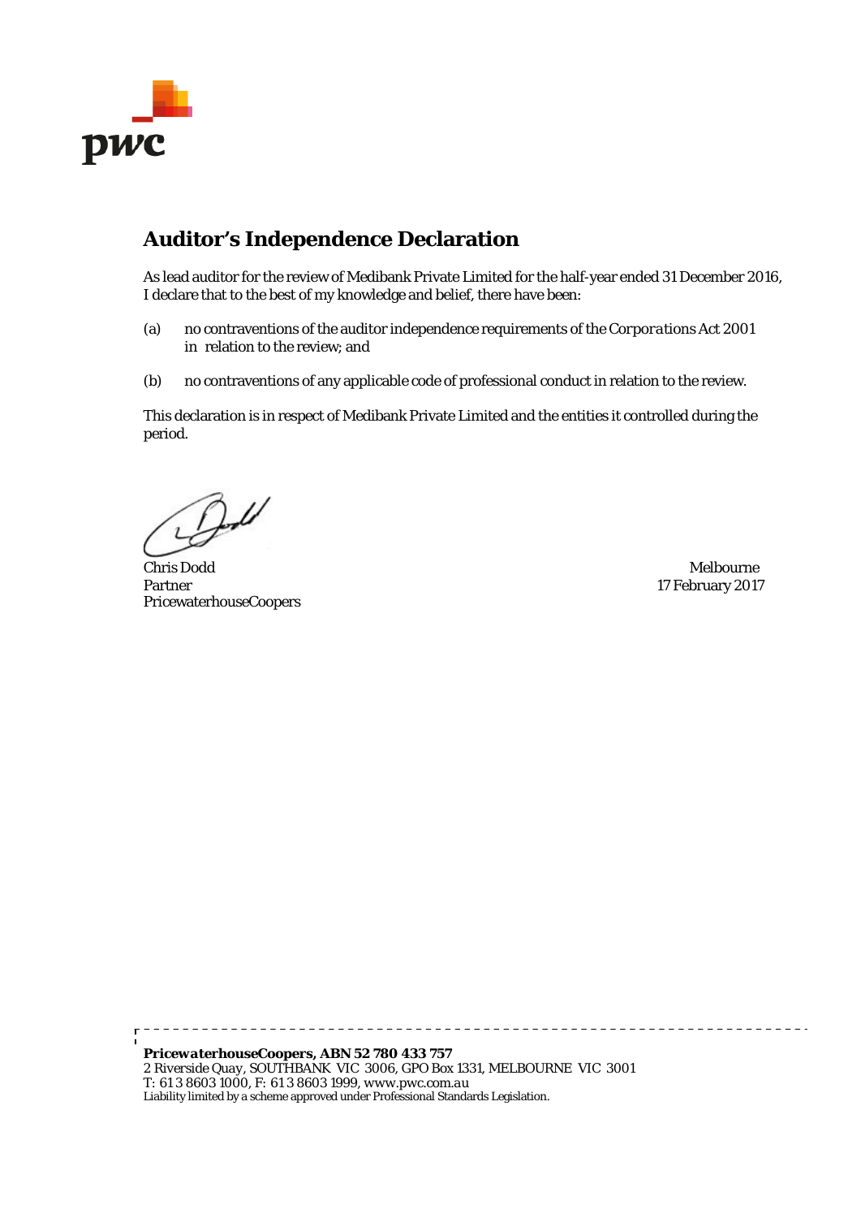## Auditor's Independence Declaration

As lead auditor for the review of Medibank Private Limited for the half-year ended 31 December 2016, I declare that to the best of my knowledge and belief, there have been:

(a) no contraventions of the auditor independence requirements of the *Corporations Act 2001* in relation to the review; and

(b) no contraventions of any applicable code of professional conduct in relation to the review.

This declaration is in respect of Medibank Private Limited and the entities it controlled during the period.

Chris Dodd
Partner
PricewaterhouseCoopers

Melbourne
17 February 2017

***PricewaterhouseCoopers, ABN 52 780 433 757***
2 Riverside Quay, SOUTHBANK VIC 3006, GPO Box 1331, MELBOURNE VIC 3001
T: 61 3 8603 1000, F: 61 3 8603 1999, www.pwc.com.au
Liability limited by a scheme approved under Professional Standards Legislation.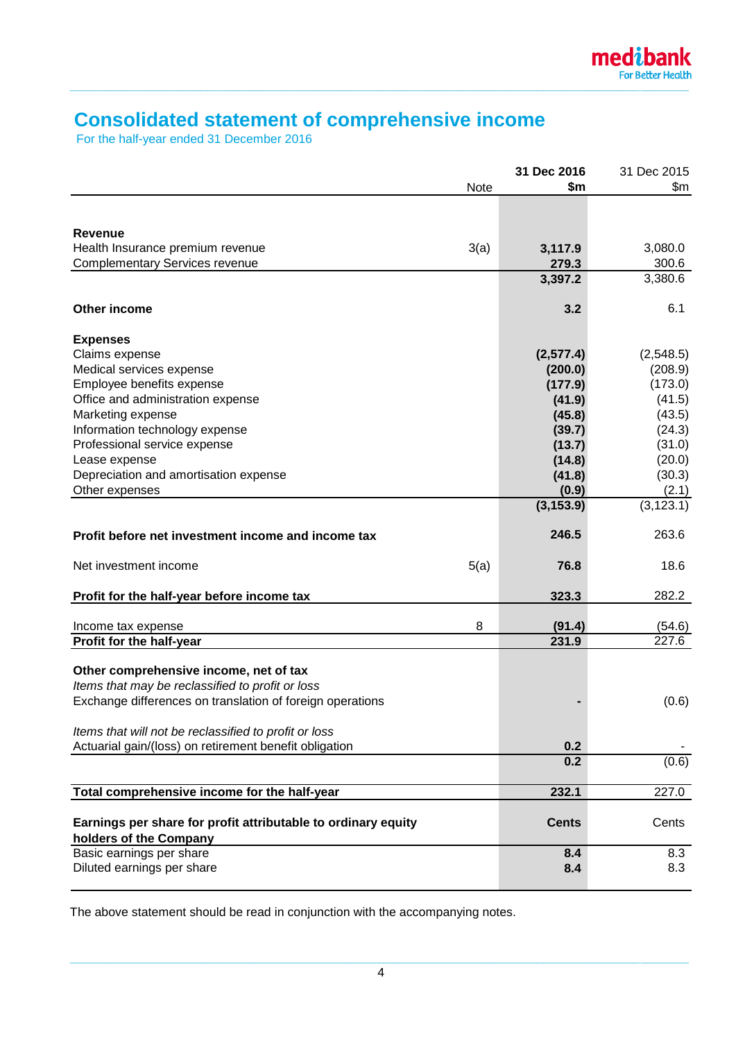# Consolidated statement of comprehensive income

For the half-year ended 31 December 2016

| | Note | **31 Dec 2016 $m** | 31 Dec 2015 $m |
|---|---|---|---|
| **Revenue** | | | |
| Health Insurance premium revenue | 3(a) | **3,117.9** | 3,080.0 |
| Complementary Services revenue | | **279.3** | 300.6 |
| | | **3,397.2** | 3,380.6 |
| **Other income** | | **3.2** | 6.1 |
| **Expenses** | | | |
| Claims expense | | **(2,577.4)** | (2,548.5) |
| Medical services expense | | **(200.0)** | (208.9) |
| Employee benefits expense | | **(177.9)** | (173.0) |
| Office and administration expense | | **(41.9)** | (41.5) |
| Marketing expense | | **(45.8)** | (43.5) |
| Information technology expense | | **(39.7)** | (24.3) |
| Professional service expense | | **(13.7)** | (31.0) |
| Lease expense | | **(14.8)** | (20.0) |
| Depreciation and amortisation expense | | **(41.8)** | (30.3) |
| Other expenses | | **(0.9)** | (2.1) |
| | | **(3,153.9)** | (3,123.1) |
| **Profit before net investment income and income tax** | | **246.5** | 263.6 |
| Net investment income | 5(a) | **76.8** | 18.6 |
| **Profit for the half-year before income tax** | | **323.3** | 282.2 |
| Income tax expense | 8 | **(91.4)** | (54.6) |
| **Profit for the half-year** | | **231.9** | 227.6 |
| **Other comprehensive income, net of tax** | | | |
| *Items that may be reclassified to profit or loss* | | | |
| Exchange differences on translation of foreign operations | | **-** | (0.6) |
| *Items that will not be reclassified to profit or loss* | | | |
| Actuarial gain/(loss) on retirement benefit obligation | | **0.2** | - |
| | | **0.2** | (0.6) |
| **Total comprehensive income for the half-year** | | **232.1** | 227.0 |
| **Earnings per share for profit attributable to ordinary equity holders of the Company** | | **Cents** | Cents |
| Basic earnings per share | | **8.4** | 8.3 |
| Diluted earnings per share | | **8.4** | 8.3 |

The above statement should be read in conjunction with the accompanying notes.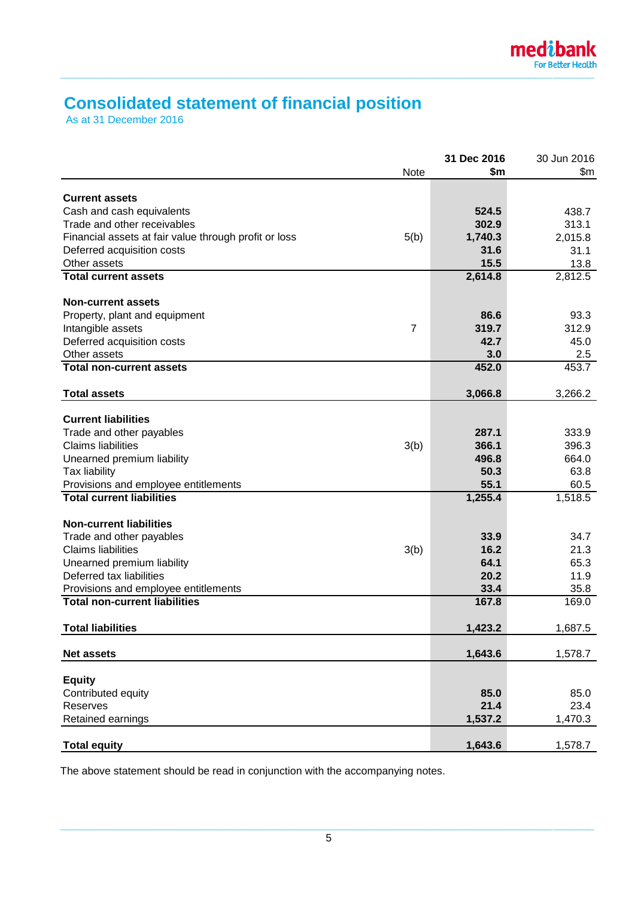# Consolidated statement of financial position

As at 31 December 2016

| | Note | 31 Dec 2016 $m | 30 Jun 2016 $m |
|---|---|---|---|
| **Current assets** | | | |
| Cash and cash equivalents | | **524.5** | 438.7 |
| Trade and other receivables | | **302.9** | 313.1 |
| Financial assets at fair value through profit or loss | 5(b) | **1,740.3** | 2,015.8 |
| Deferred acquisition costs | | **31.6** | 31.1 |
| Other assets | | **15.5** | 13.8 |
| **Total current assets** | | **2,614.8** | 2,812.5 |
| **Non-current assets** | | | |
| Property, plant and equipment | | **86.6** | 93.3 |
| Intangible assets | 7 | **319.7** | 312.9 |
| Deferred acquisition costs | | **42.7** | 45.0 |
| Other assets | | **3.0** | 2.5 |
| **Total non-current assets** | | **452.0** | 453.7 |
| **Total assets** | | **3,066.8** | 3,266.2 |
| **Current liabilities** | | | |
| Trade and other payables | | **287.1** | 333.9 |
| Claims liabilities | 3(b) | **366.1** | 396.3 |
| Unearned premium liability | | **496.8** | 664.0 |
| Tax liability | | **50.3** | 63.8 |
| Provisions and employee entitlements | | **55.1** | 60.5 |
| **Total current liabilities** | | **1,255.4** | 1,518.5 |
| **Non-current liabilities** | | | |
| Trade and other payables | | **33.9** | 34.7 |
| Claims liabilities | 3(b) | **16.2** | 21.3 |
| Unearned premium liability | | **64.1** | 65.3 |
| Deferred tax liabilities | | **20.2** | 11.9 |
| Provisions and employee entitlements | | **33.4** | 35.8 |
| **Total non-current liabilities** | | **167.8** | 169.0 |
| **Total liabilities** | | **1,423.2** | 1,687.5 |
| **Net assets** | | **1,643.6** | 1,578.7 |
| **Equity** | | | |
| Contributed equity | | **85.0** | 85.0 |
| Reserves | | **21.4** | 23.4 |
| Retained earnings | | **1,537.2** | 1,470.3 |
| **Total equity** | | **1,643.6** | 1,578.7 |

The above statement should be read in conjunction with the accompanying notes.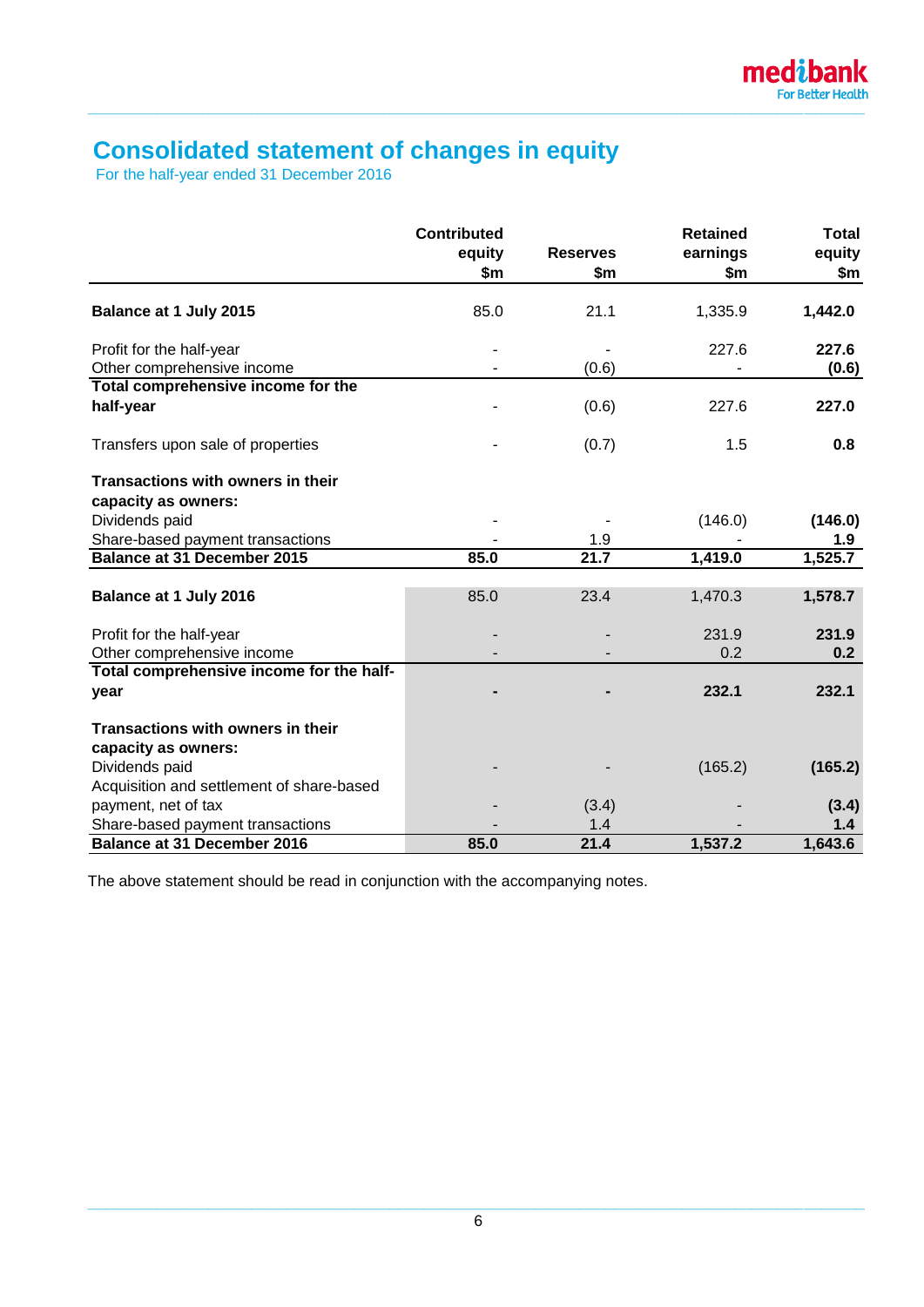# Consolidated statement of changes in equity

For the half-year ended 31 December 2016

| | Contributed equity $m | Reserves $m | Retained earnings $m | Total equity $m |
|---|---|---|---|---|
| **Balance at 1 July 2015** | 85.0 | 21.1 | 1,335.9 | **1,442.0** |
| Profit for the half-year | - | - | 227.6 | **227.6** |
| Other comprehensive income | - | (0.6) | - | **(0.6)** |
| **Total comprehensive income for the half-year** | - | (0.6) | 227.6 | **227.0** |
| Transfers upon sale of properties | - | (0.7) | 1.5 | **0.8** |
| **Transactions with owners in their capacity as owners:** | | | | |
| Dividends paid | - | - | (146.0) | **(146.0)** |
| Share-based payment transactions | - | 1.9 | - | **1.9** |
| **Balance at 31 December 2015** | **85.0** | **21.7** | **1,419.0** | **1,525.7** |
| **Balance at 1 July 2016** | 85.0 | 23.4 | 1,470.3 | **1,578.7** |
| Profit for the half-year | - | - | 231.9 | **231.9** |
| Other comprehensive income | - | - | 0.2 | **0.2** |
| **Total comprehensive income for the half-year** | **-** | **-** | **232.1** | **232.1** |
| **Transactions with owners in their capacity as owners:** | | | | |
| Dividends paid | - | - | (165.2) | **(165.2)** |
| Acquisition and settlement of share-based payment, net of tax | - | (3.4) | - | **(3.4)** |
| Share-based payment transactions | - | 1.4 | - | **1.4** |
| **Balance at 31 December 2016** | **85.0** | **21.4** | **1,537.2** | **1,643.6** |

The above statement should be read in conjunction with the accompanying notes.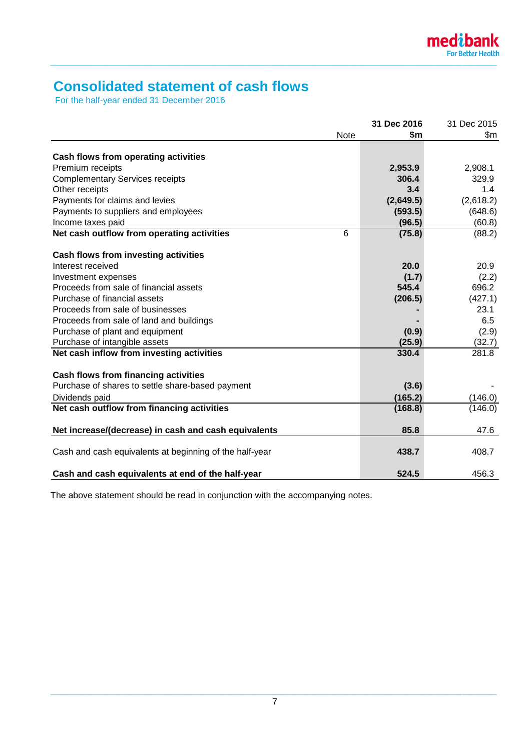# Consolidated statement of cash flows

For the half-year ended 31 December 2016

| | Note | **31 Dec 2016 $m** | 31 Dec 2015 $m |
|---|---|---|---|
| **Cash flows from operating activities** | | | |
| Premium receipts | | **2,953.9** | 2,908.1 |
| Complementary Services receipts | | **306.4** | 329.9 |
| Other receipts | | **3.4** | 1.4 |
| Payments for claims and levies | | **(2,649.5)** | (2,618.2) |
| Payments to suppliers and employees | | **(593.5)** | (648.6) |
| Income taxes paid | | **(96.5)** | (60.8) |
| **Net cash outflow from operating activities** | 6 | **(75.8)** | (88.2) |
| **Cash flows from investing activities** | | | |
| Interest received | | **20.0** | 20.9 |
| Investment expenses | | **(1.7)** | (2.2) |
| Proceeds from sale of financial assets | | **545.4** | 696.2 |
| Purchase of financial assets | | **(206.5)** | (427.1) |
| Proceeds from sale of businesses | | **-** | 23.1 |
| Proceeds from sale of land and buildings | | **-** | 6.5 |
| Purchase of plant and equipment | | **(0.9)** | (2.9) |
| Purchase of intangible assets | | **(25.9)** | (32.7) |
| **Net cash inflow from investing activities** | | **330.4** | 281.8 |
| **Cash flows from financing activities** | | | |
| Purchase of shares to settle share-based payment | | **(3.6)** | - |
| Dividends paid | | **(165.2)** | (146.0) |
| **Net cash outflow from financing activities** | | **(168.8)** | (146.0) |
| **Net increase/(decrease) in cash and cash equivalents** | | **85.8** | 47.6 |
| Cash and cash equivalents at beginning of the half-year | | **438.7** | 408.7 |
| **Cash and cash equivalents at end of the half-year** | | **524.5** | 456.3 |

The above statement should be read in conjunction with the accompanying notes.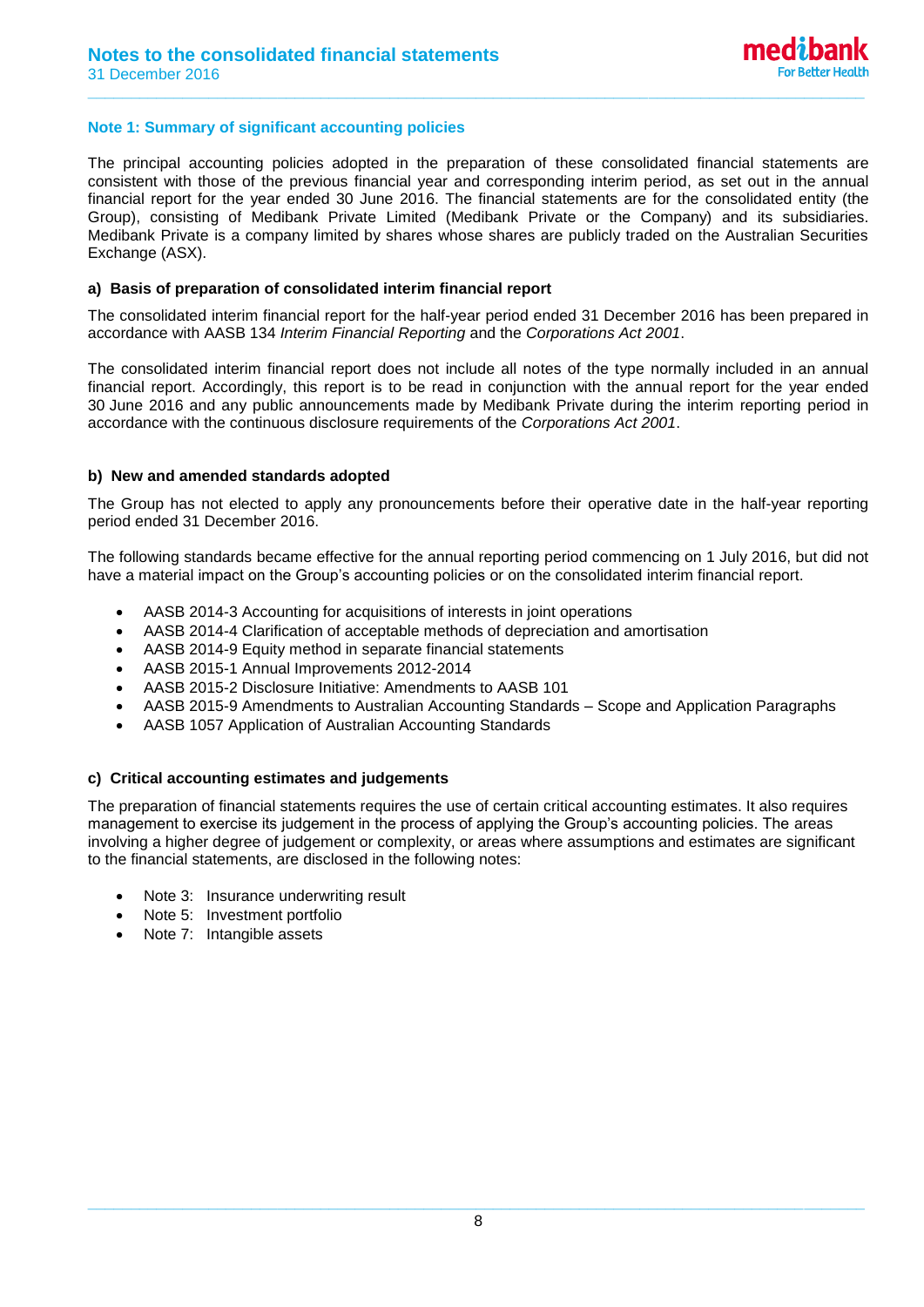## Note 1: Summary of significant accounting policies

The principal accounting policies adopted in the preparation of these consolidated financial statements are consistent with those of the previous financial year and corresponding interim period, as set out in the annual financial report for the year ended 30 June 2016. The financial statements are for the consolidated entity (the Group), consisting of Medibank Private Limited (Medibank Private or the Company) and its subsidiaries. Medibank Private is a company limited by shares whose shares are publicly traded on the Australian Securities Exchange (ASX).

### a) Basis of preparation of consolidated interim financial report

The consolidated interim financial report for the half-year period ended 31 December 2016 has been prepared in accordance with AASB 134 *Interim Financial Reporting* and the *Corporations Act 2001*.

The consolidated interim financial report does not include all notes of the type normally included in an annual financial report. Accordingly, this report is to be read in conjunction with the annual report for the year ended 30 June 2016 and any public announcements made by Medibank Private during the interim reporting period in accordance with the continuous disclosure requirements of the *Corporations Act 2001*.

### b) New and amended standards adopted

The Group has not elected to apply any pronouncements before their operative date in the half-year reporting period ended 31 December 2016.

The following standards became effective for the annual reporting period commencing on 1 July 2016, but did not have a material impact on the Group's accounting policies or on the consolidated interim financial report.

- AASB 2014-3 Accounting for acquisitions of interests in joint operations
- AASB 2014-4 Clarification of acceptable methods of depreciation and amortisation
- AASB 2014-9 Equity method in separate financial statements
- AASB 2015-1 Annual Improvements 2012-2014
- AASB 2015-2 Disclosure Initiative: Amendments to AASB 101
- AASB 2015-9 Amendments to Australian Accounting Standards – Scope and Application Paragraphs
- AASB 1057 Application of Australian Accounting Standards

### c) Critical accounting estimates and judgements

The preparation of financial statements requires the use of certain critical accounting estimates. It also requires management to exercise its judgement in the process of applying the Group's accounting policies. The areas involving a higher degree of judgement or complexity, or areas where assumptions and estimates are significant to the financial statements, are disclosed in the following notes:

- Note 3: Insurance underwriting result
- Note 5: Investment portfolio
- Note 7: Intangible assets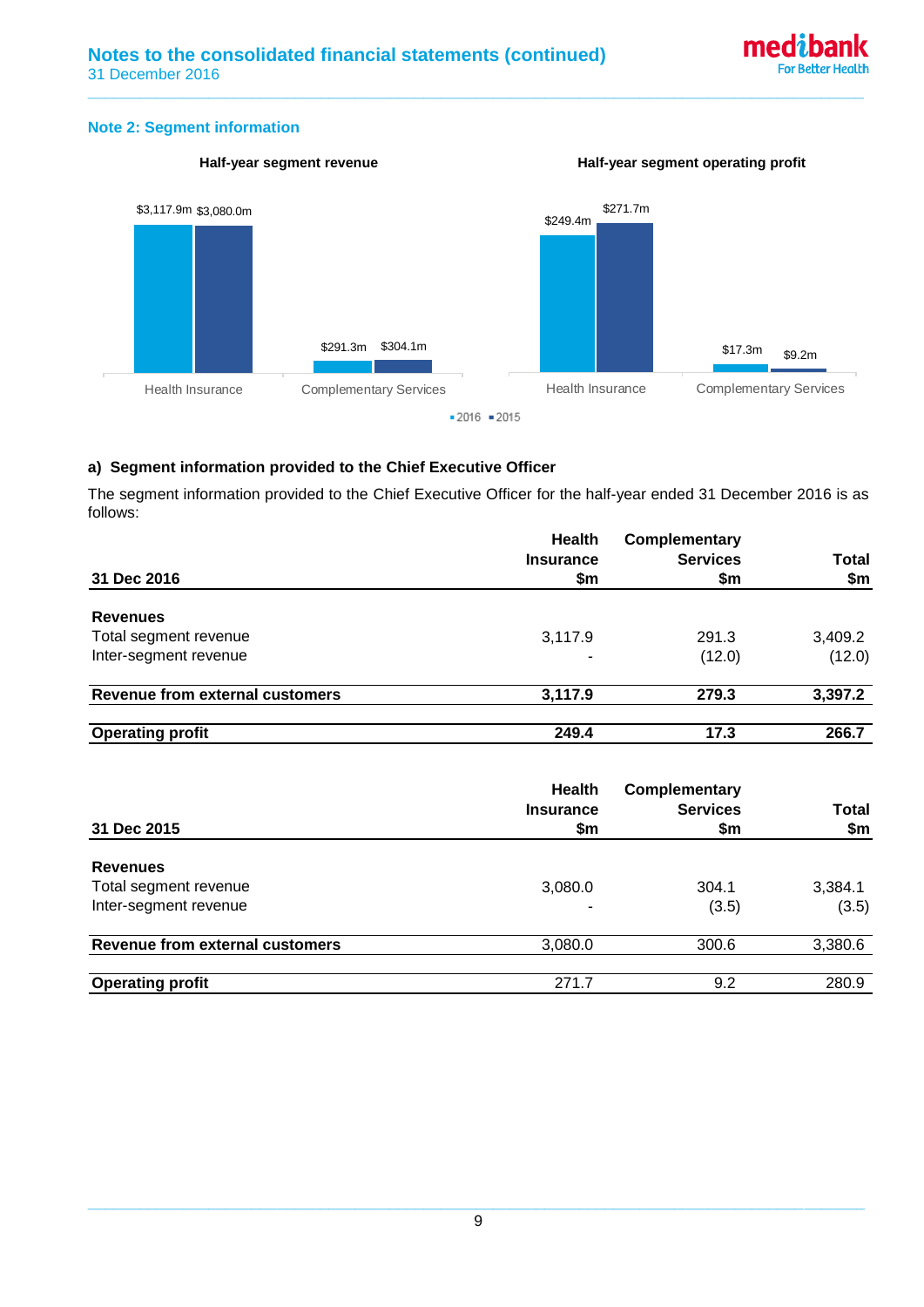## Note 2: Segment information

**Half-year segment revenue**

| | 2016 | 2015 |
|---|---|---|
| Health Insurance | $3,117.9m | $3,080.0m |
| Complementary Services | $291.3m | $304.1m |

**Half-year segment operating profit**

| | 2016 | 2015 |
|---|---|---|
| Health Insurance | $249.4m | $271.7m |
| Complementary Services | $17.3m | $9.2m |

### a) Segment information provided to the Chief Executive Officer

The segment information provided to the Chief Executive Officer for the half-year ended 31 December 2016 is as follows:

| 31 Dec 2016 | Health Insurance $m | Complementary Services $m | Total $m |
|---|---|---|---|
| **Revenues** | | | |
| Total segment revenue | 3,117.9 | 291.3 | 3,409.2 |
| Inter-segment revenue | - | (12.0) | (12.0) |
| **Revenue from external customers** | **3,117.9** | **279.3** | **3,397.2** |
| **Operating profit** | **249.4** | **17.3** | **266.7** |

| 31 Dec 2015 | Health Insurance $m | Complementary Services $m | Total $m |
|---|---|---|---|
| **Revenues** | | | |
| Total segment revenue | 3,080.0 | 304.1 | 3,384.1 |
| Inter-segment revenue | - | (3.5) | (3.5) |
| **Revenue from external customers** | 3,080.0 | 300.6 | 3,380.6 |
| **Operating profit** | 271.7 | 9.2 | 280.9 |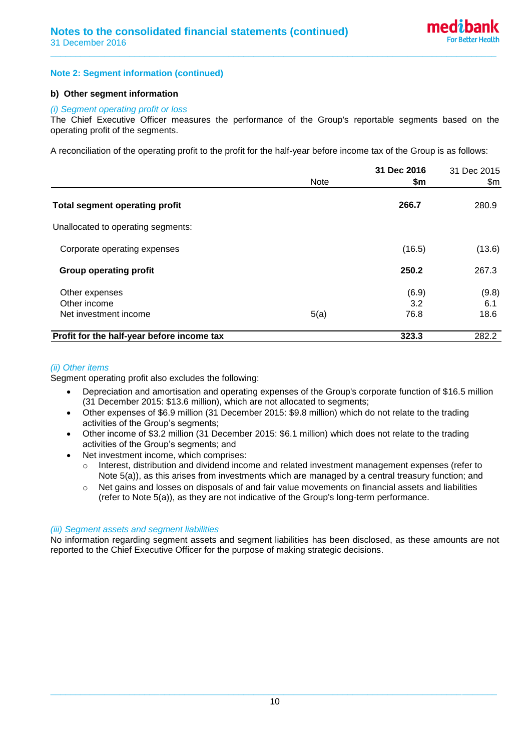### Note 2: Segment information (continued)

#### b) Other segment information

*(i) Segment operating profit or loss*

The Chief Executive Officer measures the performance of the Group's reportable segments based on the operating profit of the segments.

A reconciliation of the operating profit to the profit for the half-year before income tax of the Group is as follows:

| | Note | **31 Dec 2016 $m** | 31 Dec 2015 $m |
|---|---|---|---|
| **Total segment operating profit** | | **266.7** | 280.9 |
| Unallocated to operating segments: | | | |
| Corporate operating expenses | | (16.5) | (13.6) |
| **Group operating profit** | | **250.2** | 267.3 |
| Other expenses | | (6.9) | (9.8) |
| Other income | | 3.2 | 6.1 |
| Net investment income | 5(a) | 76.8 | 18.6 |
| **Profit for the half-year before income tax** | | **323.3** | 282.2 |

*(ii) Other items*

Segment operating profit also excludes the following:

- Depreciation and amortisation and operating expenses of the Group's corporate function of $16.5 million (31 December 2015: $13.6 million), which are not allocated to segments;
- Other expenses of $6.9 million (31 December 2015: $9.8 million) which do not relate to the trading activities of the Group's segments;
- Other income of $3.2 million (31 December 2015: $6.1 million) which does not relate to the trading activities of the Group's segments; and
- Net investment income, which comprises:
  - Interest, distribution and dividend income and related investment management expenses (refer to Note 5(a)), as this arises from investments which are managed by a central treasury function; and
  - Net gains and losses on disposals of and fair value movements on financial assets and liabilities (refer to Note 5(a)), as they are not indicative of the Group's long-term performance.

*(iii) Segment assets and segment liabilities*

No information regarding segment assets and segment liabilities has been disclosed, as these amounts are not reported to the Chief Executive Officer for the purpose of making strategic decisions.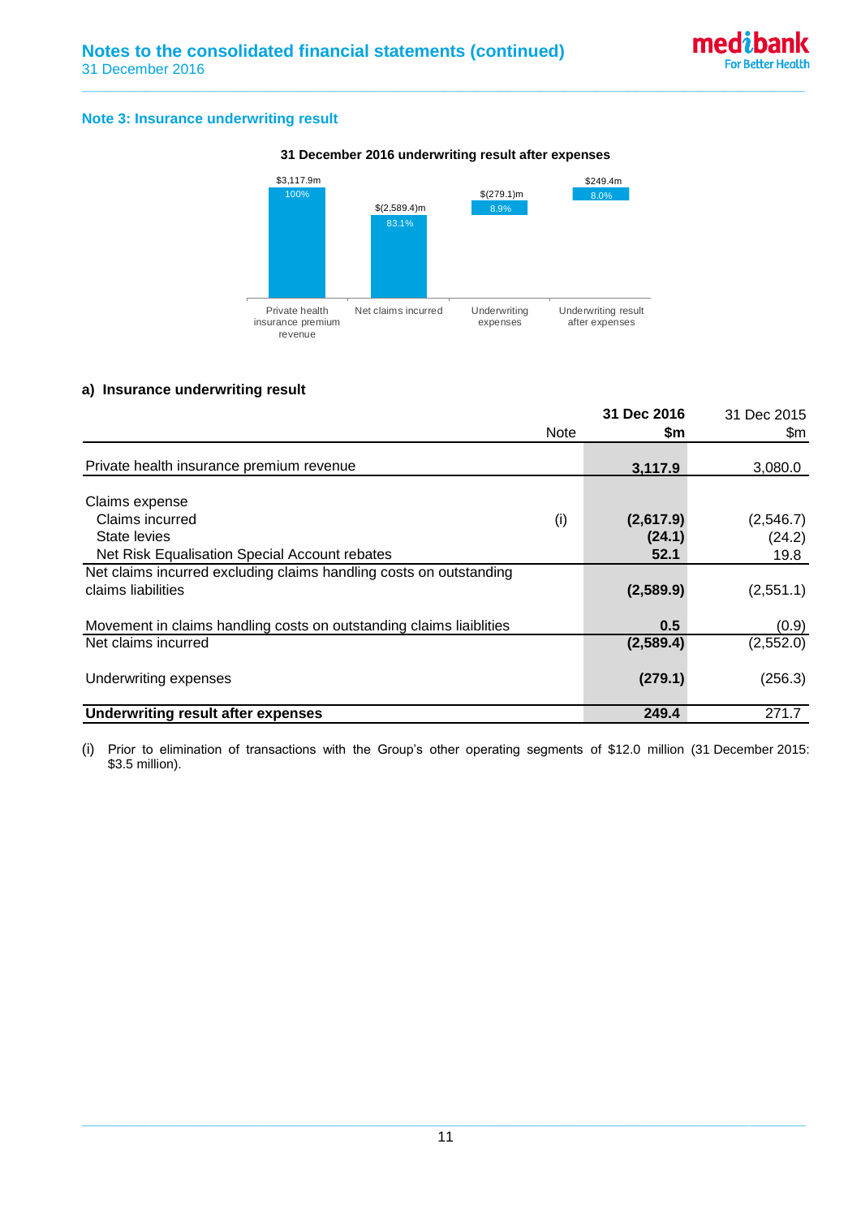## Note 3: Insurance underwriting result

**31 December 2016 underwriting result after expenses**

| | Private health insurance premium revenue | Net claims incurred | Underwriting expenses | Underwriting result after expenses |
|---|---|---|---|---|
| Amount | $3,117.9m | $(2,589.4)m | $(279.1)m | $249.4m |
| % | 100% | 83.1% | 8.9% | 8.0% |

### a) Insurance underwriting result

| | Note | 31 Dec 2016 $m | 31 Dec 2015 $m |
|---|---|---|---|
| Private health insurance premium revenue | | **3,117.9** | 3,080.0 |
| Claims expense | | | |
| Claims incurred | (i) | **(2,617.9)** | (2,546.7) |
| State levies | | **(24.1)** | (24.2) |
| Net Risk Equalisation Special Account rebates | | **52.1** | 19.8 |
| Net claims incurred excluding claims handling costs on outstanding claims liabilities | | **(2,589.9)** | (2,551.1) |
| Movement in claims handling costs on outstanding claims liaiblities | | **0.5** | (0.9) |
| Net claims incurred | | **(2,589.4)** | (2,552.0) |
| Underwriting expenses | | **(279.1)** | (256.3) |
| **Underwriting result after expenses** | | **249.4** | 271.7 |

(i) Prior to elimination of transactions with the Group's other operating segments of $12.0 million (31 December 2015: $3.5 million).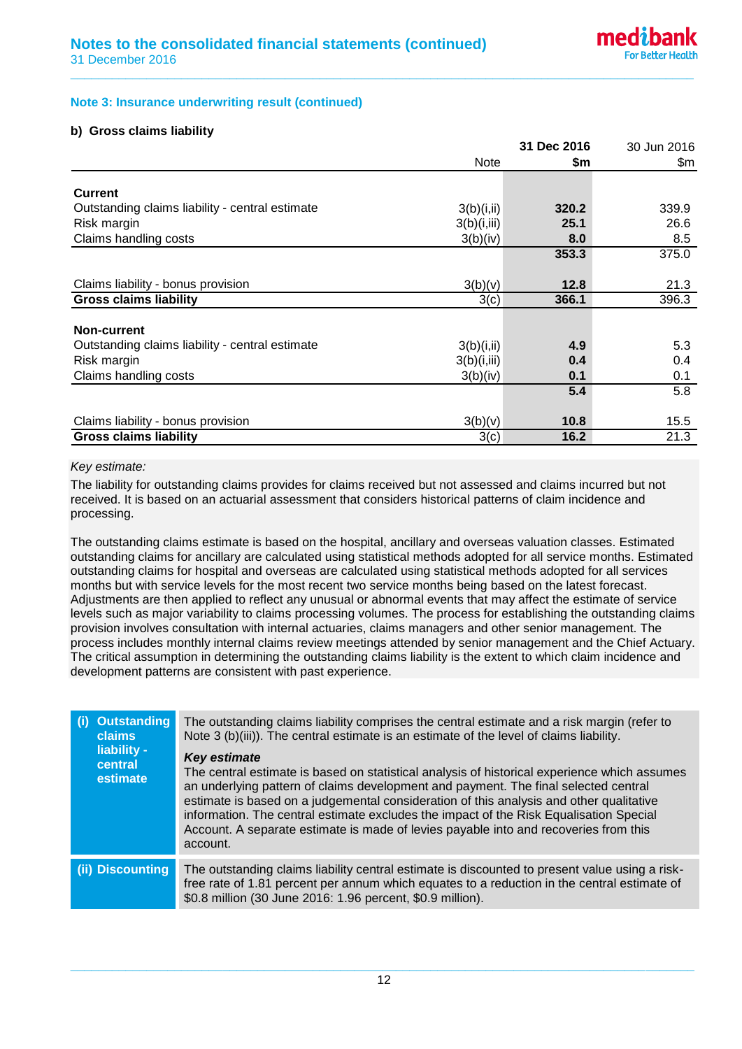## Note 3: Insurance underwriting result (continued)

### b) Gross claims liability

| | Note | 31 Dec 2016 $m | 30 Jun 2016 $m |
|---|---|---|---|
| **Current** | | | |
| Outstanding claims liability - central estimate | 3(b)(i,ii) | **320.2** | 339.9 |
| Risk margin | 3(b)(i,iii) | **25.1** | 26.6 |
| Claims handling costs | 3(b)(iv) | **8.0** | 8.5 |
| | | **353.3** | 375.0 |
| Claims liability - bonus provision | 3(b)(v) | **12.8** | 21.3 |
| **Gross claims liability** | 3(c) | **366.1** | 396.3 |
| **Non-current** | | | |
| Outstanding claims liability - central estimate | 3(b)(i,ii) | **4.9** | 5.3 |
| Risk margin | 3(b)(i,iii) | **0.4** | 0.4 |
| Claims handling costs | 3(b)(iv) | **0.1** | 0.1 |
| | | **5.4** | 5.8 |
| Claims liability - bonus provision | 3(b)(v) | **10.8** | 15.5 |
| **Gross claims liability** | 3(c) | **16.2** | 21.3 |

*Key estimate:*

The liability for outstanding claims provides for claims received but not assessed and claims incurred but not received. It is based on an actuarial assessment that considers historical patterns of claim incidence and processing.

The outstanding claims estimate is based on the hospital, ancillary and overseas valuation classes. Estimated outstanding claims for ancillary are calculated using statistical methods adopted for all service months. Estimated outstanding claims for hospital and overseas are calculated using statistical methods adopted for all services months but with service levels for the most recent two service months being based on the latest forecast. Adjustments are then applied to reflect any unusual or abnormal events that may affect the estimate of service levels such as major variability to claims processing volumes. The process for establishing the outstanding claims provision involves consultation with internal actuaries, claims managers and other senior management. The process includes monthly internal claims review meetings attended by senior management and the Chief Actuary. The critical assumption in determining the outstanding claims liability is the extent to which claim incidence and development patterns are consistent with past experience.

**(i) Outstanding claims liability - central estimate**

The outstanding claims liability comprises the central estimate and a risk margin (refer to Note 3 (b)(iii)). The central estimate is an estimate of the level of claims liability.

***Key estimate***

The central estimate is based on statistical analysis of historical experience which assumes an underlying pattern of claims development and payment. The final selected central estimate is based on a judgemental consideration of this analysis and other qualitative information. The central estimate excludes the impact of the Risk Equalisation Special Account. A separate estimate is made of levies payable into and recoveries from this account.

**(ii) Discounting**

The outstanding claims liability central estimate is discounted to present value using a risk-free rate of 1.81 percent per annum which equates to a reduction in the central estimate of $0.8 million (30 June 2016: 1.96 percent, $0.9 million).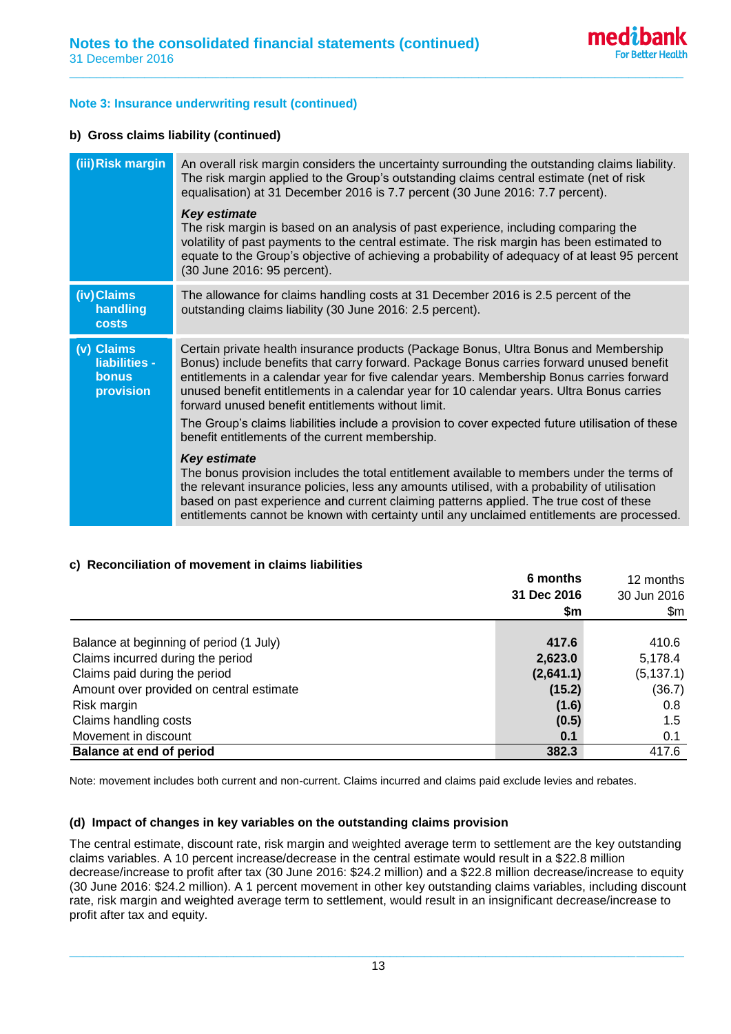## Note 3: Insurance underwriting result (continued)

### b) Gross claims liability (continued)

| | |
|---|---|
| **(iii) Risk margin** | An overall risk margin considers the uncertainty surrounding the outstanding claims liability. The risk margin applied to the Group's outstanding claims central estimate (net of risk equalisation) at 31 December 2016 is 7.7 percent (30 June 2016: 7.7 percent).<br><br>***Key estimate***<br>The risk margin is based on an analysis of past experience, including comparing the volatility of past payments to the central estimate. The risk margin has been estimated to equate to the Group's objective of achieving a probability of adequacy of at least 95 percent (30 June 2016: 95 percent). |
| **(iv) Claims handling costs** | The allowance for claims handling costs at 31 December 2016 is 2.5 percent of the outstanding claims liability (30 June 2016: 2.5 percent). |
| **(v) Claims liabilities - bonus provision** | Certain private health insurance products (Package Bonus, Ultra Bonus and Membership Bonus) include benefits that carry forward. Package Bonus carries forward unused benefit entitlements in a calendar year for five calendar years. Membership Bonus carries forward unused benefit entitlements in a calendar year for 10 calendar years. Ultra Bonus carries forward unused benefit entitlements without limit.<br><br>The Group's claims liabilities include a provision to cover expected future utilisation of these benefit entitlements of the current membership.<br><br>***Key estimate***<br>The bonus provision includes the total entitlement available to members under the terms of the relevant insurance policies, less any amounts utilised, with a probability of utilisation based on past experience and current claiming patterns applied. The true cost of these entitlements cannot be known with certainty until any unclaimed entitlements are processed. |

### c) Reconciliation of movement in claims liabilities

| | **6 months 31 Dec 2016 $m** | 12 months 30 Jun 2016 $m |
|---|---|---|
| Balance at beginning of period (1 July) | **417.6** | 410.6 |
| Claims incurred during the period | **2,623.0** | 5,178.4 |
| Claims paid during the period | **(2,641.1)** | (5,137.1) |
| Amount over provided on central estimate | **(15.2)** | (36.7) |
| Risk margin | **(1.6)** | 0.8 |
| Claims handling costs | **(0.5)** | 1.5 |
| Movement in discount | **0.1** | 0.1 |
| **Balance at end of period** | **382.3** | 417.6 |

Note: movement includes both current and non-current. Claims incurred and claims paid exclude levies and rebates.

### (d) Impact of changes in key variables on the outstanding claims provision

The central estimate, discount rate, risk margin and weighted average term to settlement are the key outstanding claims variables. A 10 percent increase/decrease in the central estimate would result in a $22.8 million decrease/increase to profit after tax (30 June 2016: $24.2 million) and a $22.8 million decrease/increase to equity (30 June 2016: $24.2 million). A 1 percent movement in other key outstanding claims variables, including discount rate, risk margin and weighted average term to settlement, would result in an insignificant decrease/increase to profit after tax and equity.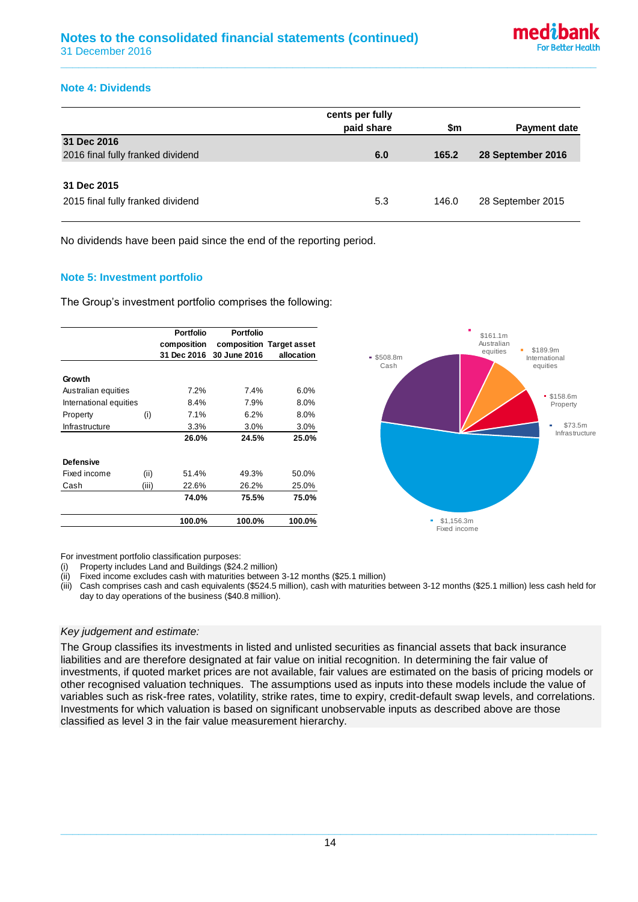## Note 4: Dividends

| | cents per fully paid share | $m | Payment date |
|---|---|---|---|
| **31 Dec 2016** | | | |
| 2016 final fully franked dividend | **6.0** | **165.2** | **28 September 2016** |
| **31 Dec 2015** | | | |
| 2015 final fully franked dividend | 5.3 | 146.0 | 28 September 2015 |

No dividends have been paid since the end of the reporting period.

## Note 5: Investment portfolio

The Group's investment portfolio comprises the following:

| | | Portfolio composition 31 Dec 2016 | Portfolio composition 30 June 2016 | Target asset allocation |
|---|---|---|---|---|
| **Growth** | | | | |
| Australian equities | | 7.2% | 7.4% | 6.0% |
| International equities | | 8.4% | 7.9% | 8.0% |
| Property | (i) | 7.1% | 6.2% | 8.0% |
| Infrastructure | | 3.3% | 3.0% | 3.0% |
| | | **26.0%** | **24.5%** | **25.0%** |
| **Defensive** | | | | |
| Fixed income | (ii) | 51.4% | 49.3% | 50.0% |
| Cash | (iii) | 22.6% | 26.2% | 25.0% |
| | | **74.0%** | **75.5%** | **75.0%** |
| | | **100.0%** | **100.0%** | **100.0%** |

$161.1m Australian equities
$189.9m International equities
$158.6m Property
$73.5m Infrastructure
$1,156.3m Fixed income
$508.8m Cash

For investment portfolio classification purposes:

(i) Property includes Land and Buildings ($24.2 million)
(ii) Fixed income excludes cash with maturities between 3-12 months ($25.1 million)
(iii) Cash comprises cash and cash equivalents ($524.5 million), cash with maturities between 3-12 months ($25.1 million) less cash held for day to day operations of the business ($40.8 million).

*Key judgement and estimate:*

The Group classifies its investments in listed and unlisted securities as financial assets that back insurance liabilities and are therefore designated at fair value on initial recognition. In determining the fair value of investments, if quoted market prices are not available, fair values are estimated on the basis of pricing models or other recognised valuation techniques. The assumptions used as inputs into these models include the value of variables such as risk-free rates, volatility, strike rates, time to expiry, credit-default swap levels, and correlations. Investments for which valuation is based on significant unobservable inputs as described above are those classified as level 3 in the fair value measurement hierarchy.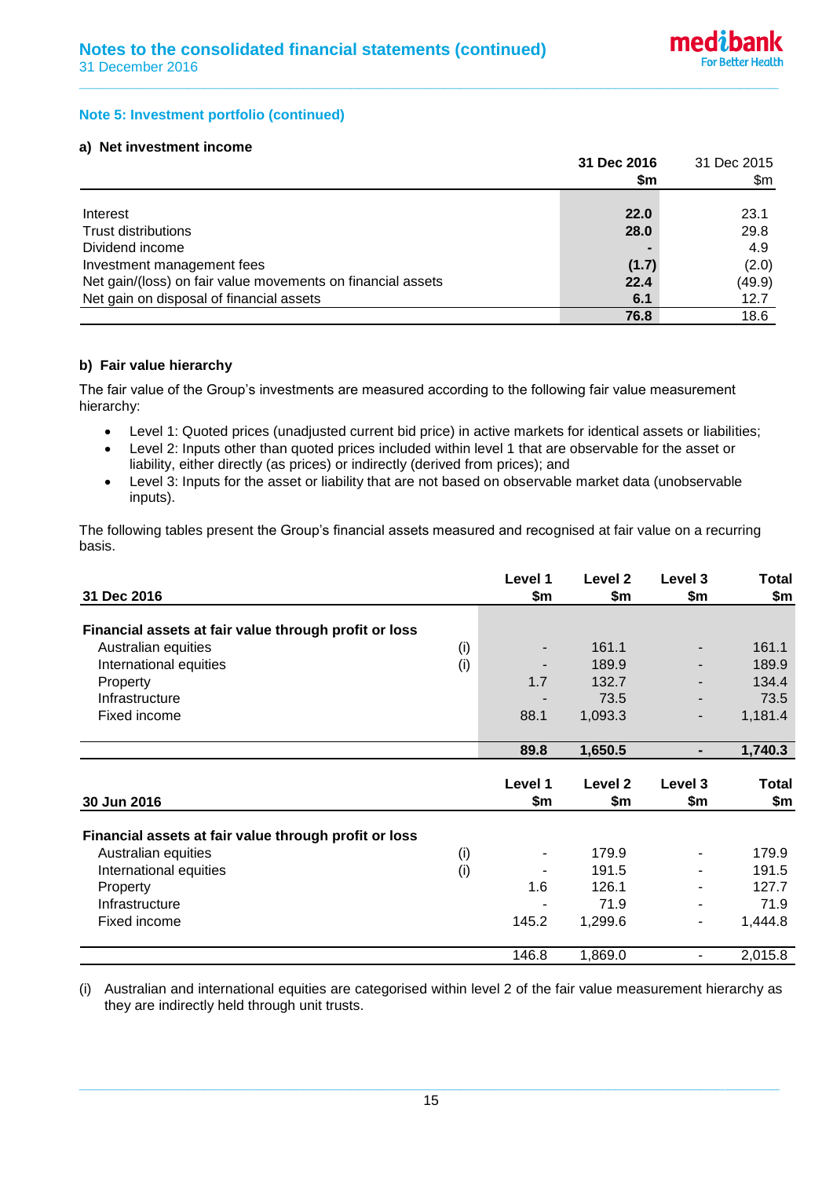### Note 5: Investment portfolio (continued)

#### a) Net investment income

| | 31 Dec 2016 $m | 31 Dec 2015 $m |
|---|---|---|
| Interest | **22.0** | 23.1 |
| Trust distributions | **28.0** | 29.8 |
| Dividend income | **-** | 4.9 |
| Investment management fees | **(1.7)** | (2.0) |
| Net gain/(loss) on fair value movements on financial assets | **22.4** | (49.9) |
| Net gain on disposal of financial assets | **6.1** | 12.7 |
| | **76.8** | 18.6 |

#### b) Fair value hierarchy

The fair value of the Group's investments are measured according to the following fair value measurement hierarchy:

- Level 1: Quoted prices (unadjusted current bid price) in active markets for identical assets or liabilities;
- Level 2: Inputs other than quoted prices included within level 1 that are observable for the asset or liability, either directly (as prices) or indirectly (derived from prices); and
- Level 3: Inputs for the asset or liability that are not based on observable market data (unobservable inputs).

The following tables present the Group's financial assets measured and recognised at fair value on a recurring basis.

| 31 Dec 2016 | | Level 1 $m | Level 2 $m | Level 3 $m | Total $m |
|---|---|---|---|---|---|
| **Financial assets at fair value through profit or loss** | | | | | |
| Australian equities | (i) | - | 161.1 | - | 161.1 |
| International equities | (i) | - | 189.9 | - | 189.9 |
| Property | | 1.7 | 132.7 | - | 134.4 |
| Infrastructure | | - | 73.5 | - | 73.5 |
| Fixed income | | 88.1 | 1,093.3 | - | 1,181.4 |
| | | **89.8** | **1,650.5** | **-** | **1,740.3** |

| 30 Jun 2016 | | Level 1 $m | Level 2 $m | Level 3 $m | Total $m |
|---|---|---|---|---|---|
| **Financial assets at fair value through profit or loss** | | | | | |
| Australian equities | (i) | - | 179.9 | - | 179.9 |
| International equities | (i) | - | 191.5 | - | 191.5 |
| Property | | 1.6 | 126.1 | - | 127.7 |
| Infrastructure | | - | 71.9 | - | 71.9 |
| Fixed income | | 145.2 | 1,299.6 | - | 1,444.8 |
| | | 146.8 | 1,869.0 | - | 2,015.8 |

(i) Australian and international equities are categorised within level 2 of the fair value measurement hierarchy as they are indirectly held through unit trusts.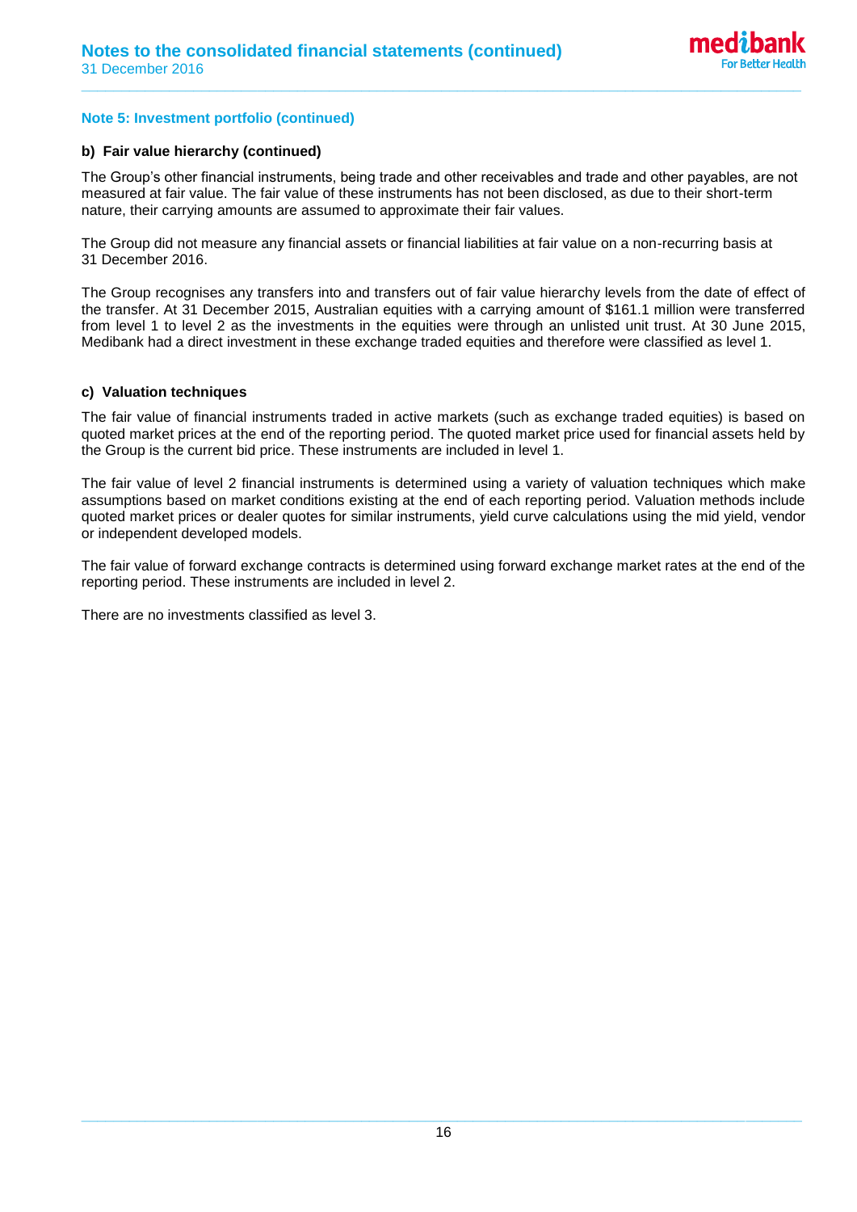### Note 5: Investment portfolio (continued)

#### b) Fair value hierarchy (continued)

The Group's other financial instruments, being trade and other receivables and trade and other payables, are not measured at fair value. The fair value of these instruments has not been disclosed, as due to their short-term nature, their carrying amounts are assumed to approximate their fair values.

The Group did not measure any financial assets or financial liabilities at fair value on a non-recurring basis at 31 December 2016.

The Group recognises any transfers into and transfers out of fair value hierarchy levels from the date of effect of the transfer. At 31 December 2015, Australian equities with a carrying amount of $161.1 million were transferred from level 1 to level 2 as the investments in the equities were through an unlisted unit trust. At 30 June 2015, Medibank had a direct investment in these exchange traded equities and therefore were classified as level 1.

#### c) Valuation techniques

The fair value of financial instruments traded in active markets (such as exchange traded equities) is based on quoted market prices at the end of the reporting period. The quoted market price used for financial assets held by the Group is the current bid price. These instruments are included in level 1.

The fair value of level 2 financial instruments is determined using a variety of valuation techniques which make assumptions based on market conditions existing at the end of each reporting period. Valuation methods include quoted market prices or dealer quotes for similar instruments, yield curve calculations using the mid yield, vendor or independent developed models.

The fair value of forward exchange contracts is determined using forward exchange market rates at the end of the reporting period. These instruments are included in level 2.

There are no investments classified as level 3.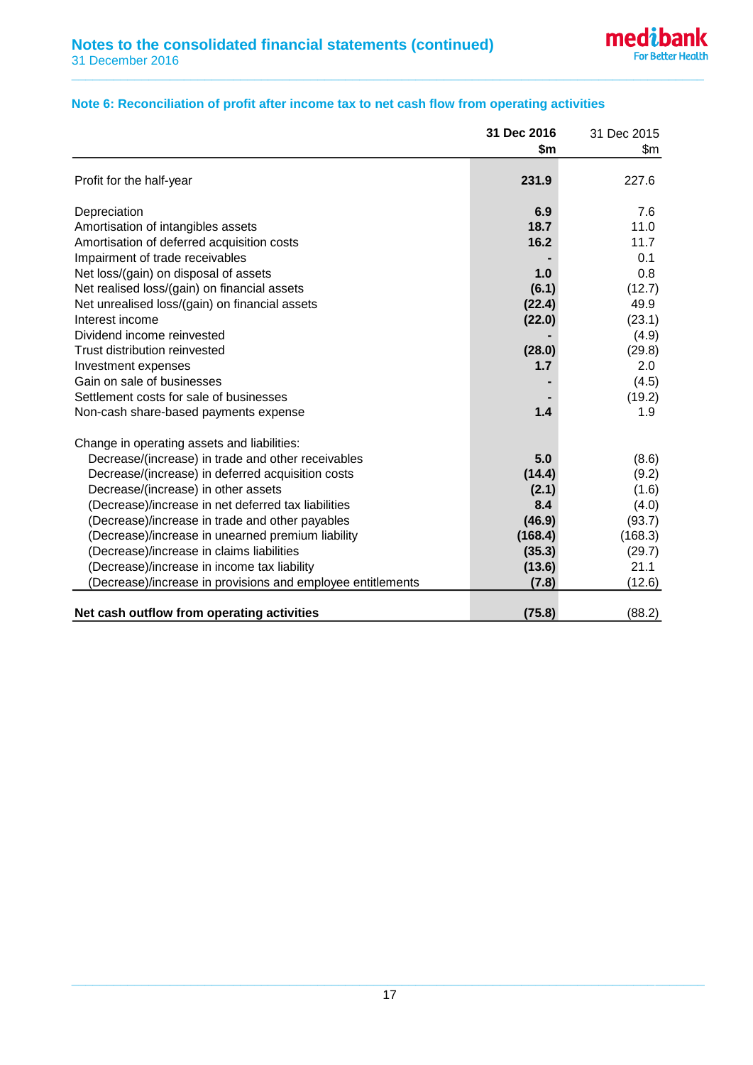## Note 6: Reconciliation of profit after income tax to net cash flow from operating activities

| | 31 Dec 2016 $m | 31 Dec 2015 $m |
|---|---|---|
| Profit for the half-year | **231.9** | 227.6 |
| | | |
| Depreciation | **6.9** | 7.6 |
| Amortisation of intangibles assets | **18.7** | 11.0 |
| Amortisation of deferred acquisition costs | **16.2** | 11.7 |
| Impairment of trade receivables | **-** | 0.1 |
| Net loss/(gain) on disposal of assets | **1.0** | 0.8 |
| Net realised loss/(gain) on financial assets | **(6.1)** | (12.7) |
| Net unrealised loss/(gain) on financial assets | **(22.4)** | 49.9 |
| Interest income | **(22.0)** | (23.1) |
| Dividend income reinvested | **-** | (4.9) |
| Trust distribution reinvested | **(28.0)** | (29.8) |
| Investment expenses | **1.7** | 2.0 |
| Gain on sale of businesses | **-** | (4.5) |
| Settlement costs for sale of businesses | **-** | (19.2) |
| Non-cash share-based payments expense | **1.4** | 1.9 |
| | | |
| Change in operating assets and liabilities: | | |
| Decrease/(increase) in trade and other receivables | **5.0** | (8.6) |
| Decrease/(increase) in deferred acquisition costs | **(14.4)** | (9.2) |
| Decrease/(increase) in other assets | **(2.1)** | (1.6) |
| (Decrease)/increase in net deferred tax liabilities | **8.4** | (4.0) |
| (Decrease)/increase in trade and other payables | **(46.9)** | (93.7) |
| (Decrease)/increase in unearned premium liability | **(168.4)** | (168.3) |
| (Decrease)/increase in claims liabilities | **(35.3)** | (29.7) |
| (Decrease)/increase in income tax liability | **(13.6)** | 21.1 |
| (Decrease)/increase in provisions and employee entitlements | **(7.8)** | (12.6) |
| **Net cash outflow from operating activities** | **(75.8)** | (88.2) |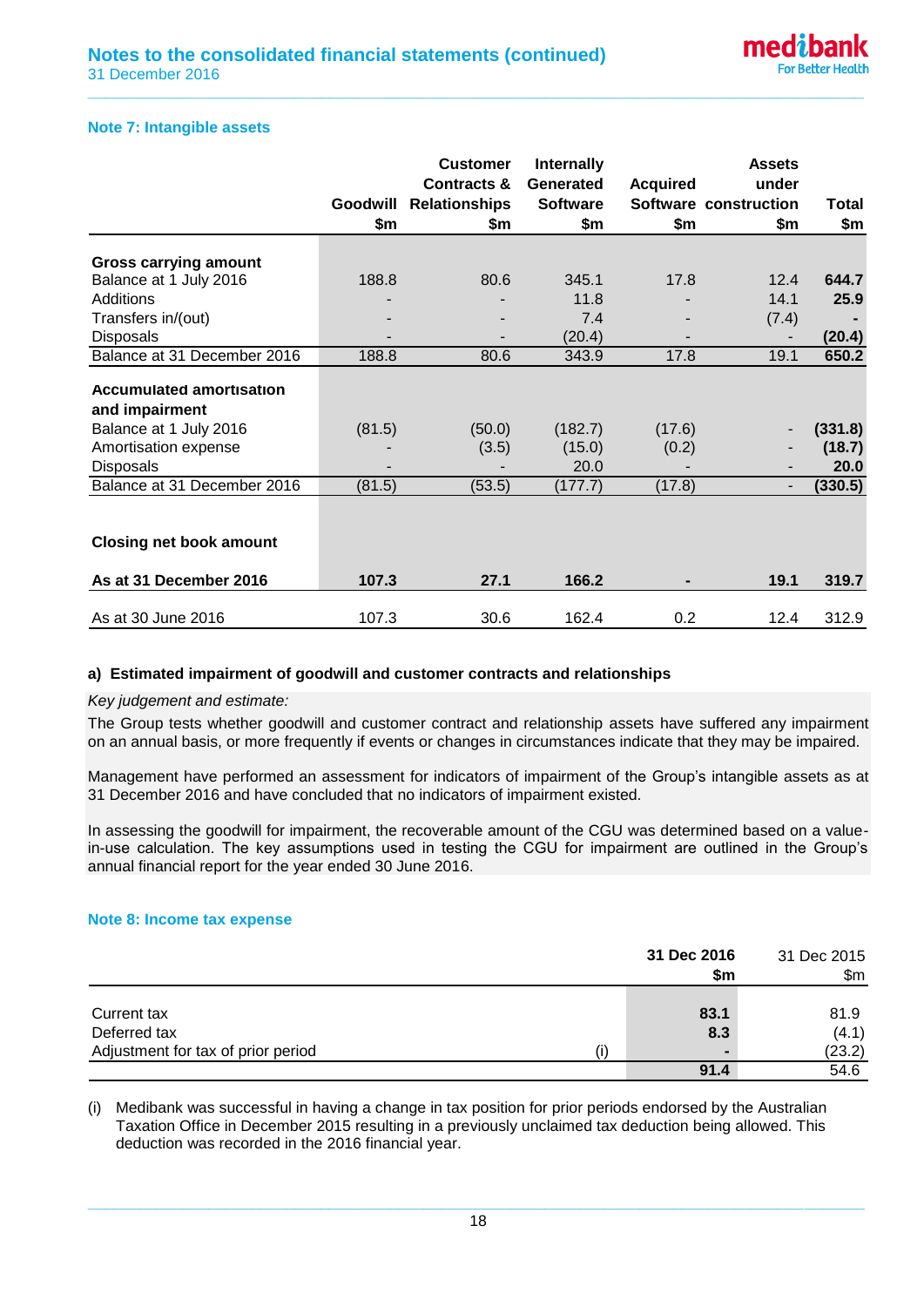### Note 7: Intangible assets

| | Goodwill $m | Customer Contracts & Relationships $m | Internally Generated Software $m | Acquired Software $m | Assets under construction $m | Total $m |
|---|---|---|---|---|---|---|
| **Gross carrying amount** | | | | | | |
| Balance at 1 July 2016 | 188.8 | 80.6 | 345.1 | 17.8 | 12.4 | **644.7** |
| Additions | - | - | 11.8 | - | 14.1 | **25.9** |
| Transfers in/(out) | - | - | 7.4 | - | (7.4) | **-** |
| Disposals | - | - | (20.4) | - | - | **(20.4)** |
| Balance at 31 December 2016 | 188.8 | 80.6 | 343.9 | 17.8 | 19.1 | **650.2** |
| **Accumulated amortisation and impairment** | | | | | | |
| Balance at 1 July 2016 | (81.5) | (50.0) | (182.7) | (17.6) | - | **(331.8)** |
| Amortisation expense | - | (3.5) | (15.0) | (0.2) | - | **(18.7)** |
| Disposals | - | - | 20.0 | - | - | **20.0** |
| Balance at 31 December 2016 | (81.5) | (53.5) | (177.7) | (17.8) | - | **(330.5)** |
| **Closing net book amount** | | | | | | |
| **As at 31 December 2016** | **107.3** | **27.1** | **166.2** | **-** | **19.1** | **319.7** |
| As at 30 June 2016 | 107.3 | 30.6 | 162.4 | 0.2 | 12.4 | 312.9 |

#### a) Estimated impairment of goodwill and customer contracts and relationships

*Key judgement and estimate:*

The Group tests whether goodwill and customer contract and relationship assets have suffered any impairment on an annual basis, or more frequently if events or changes in circumstances indicate that they may be impaired.

Management have performed an assessment for indicators of impairment of the Group's intangible assets as at 31 December 2016 and have concluded that no indicators of impairment existed.

In assessing the goodwill for impairment, the recoverable amount of the CGU was determined based on a value-in-use calculation. The key assumptions used in testing the CGU for impairment are outlined in the Group's annual financial report for the year ended 30 June 2016.

### Note 8: Income tax expense

| | | 31 Dec 2016 $m | 31 Dec 2015 $m |
|---|---|---|---|
| Current tax | | **83.1** | 81.9 |
| Deferred tax | | **8.3** | (4.1) |
| Adjustment for tax of prior period | (i) | **-** | (23.2) |
| | | **91.4** | 54.6 |

(i) Medibank was successful in having a change in tax position for prior periods endorsed by the Australian Taxation Office in December 2015 resulting in a previously unclaimed tax deduction being allowed. This deduction was recorded in the 2016 financial year.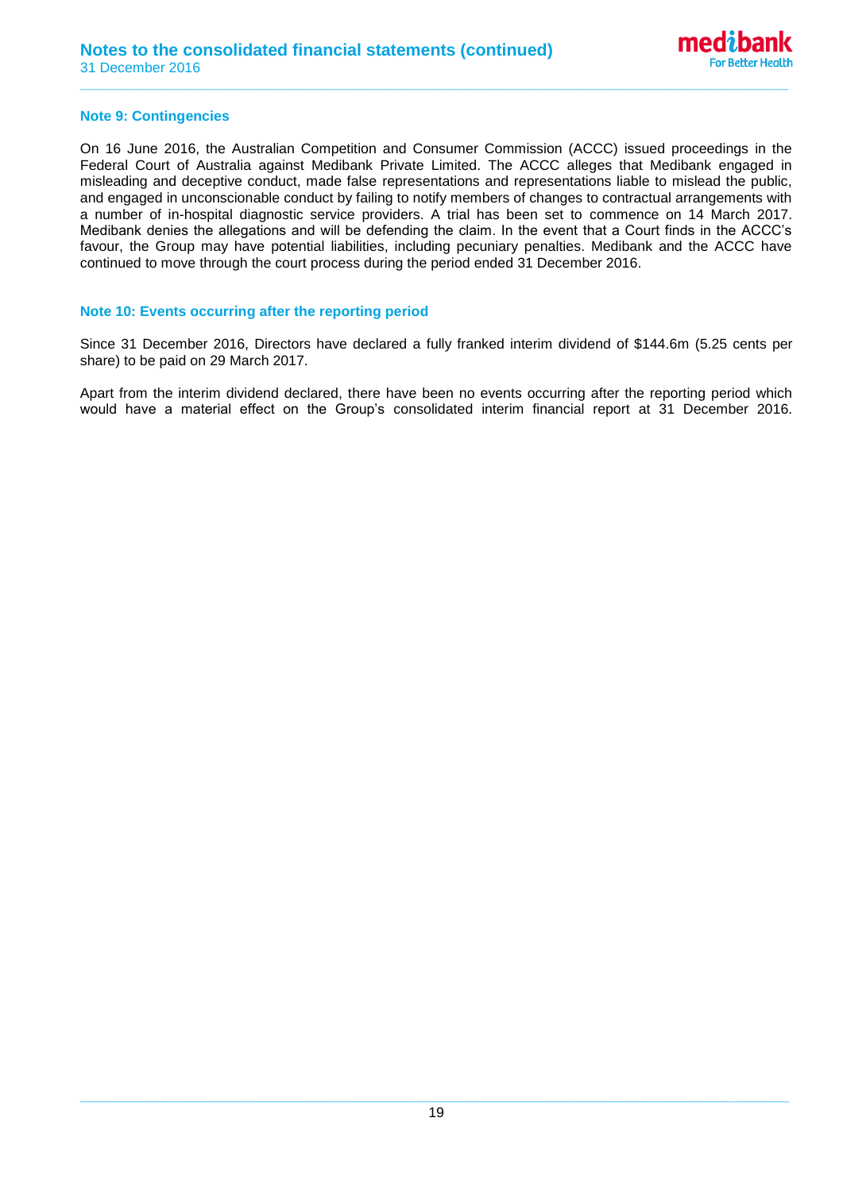### Note 9: Contingencies

On 16 June 2016, the Australian Competition and Consumer Commission (ACCC) issued proceedings in the Federal Court of Australia against Medibank Private Limited. The ACCC alleges that Medibank engaged in misleading and deceptive conduct, made false representations and representations liable to mislead the public, and engaged in unconscionable conduct by failing to notify members of changes to contractual arrangements with a number of in-hospital diagnostic service providers. A trial has been set to commence on 14 March 2017. Medibank denies the allegations and will be defending the claim. In the event that a Court finds in the ACCC's favour, the Group may have potential liabilities, including pecuniary penalties. Medibank and the ACCC have continued to move through the court process during the period ended 31 December 2016.

### Note 10: Events occurring after the reporting period

Since 31 December 2016, Directors have declared a fully franked interim dividend of $144.6m (5.25 cents per share) to be paid on 29 March 2017.

Apart from the interim dividend declared, there have been no events occurring after the reporting period which would have a material effect on the Group's consolidated interim financial report at 31 December 2016.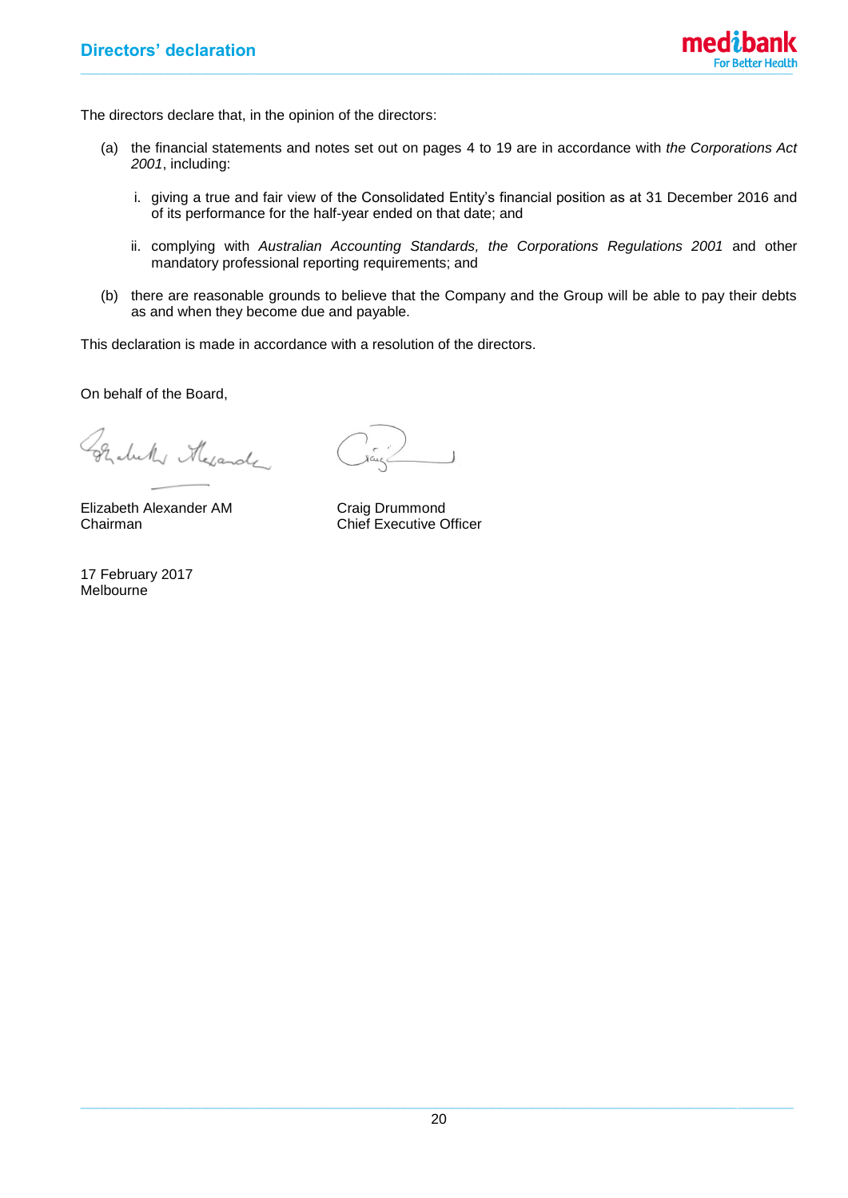# Directors' declaration

The directors declare that, in the opinion of the directors:

(a) the financial statements and notes set out on pages 4 to 19 are in accordance with *the Corporations Act 2001*, including:

   i. giving a true and fair view of the Consolidated Entity's financial position as at 31 December 2016 and of its performance for the half-year ended on that date; and

   ii. complying with *Australian Accounting Standards, the Corporations Regulations 2001* and other mandatory professional reporting requirements; and

(b) there are reasonable grounds to believe that the Company and the Group will be able to pay their debts as and when they become due and payable.

This declaration is made in accordance with a resolution of the directors.

On behalf of the Board,

| | |
|---|---|
| Elizabeth Alexander AM | Craig Drummond |
| Chairman | Chief Executive Officer |

17 February 2017
Melbourne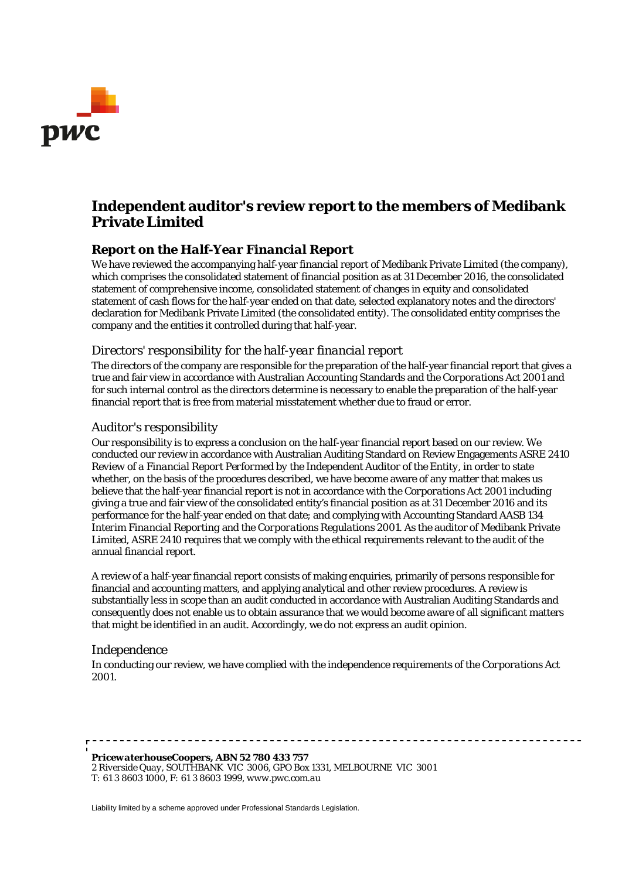# Independent auditor's review report to the members of Medibank Private Limited

## Report on the *Half-Year Financial Report*

We have reviewed the accompanying half-year financial report of Medibank Private Limited (the company), which comprises the consolidated statement of financial position as at 31 December 2016, the consolidated statement of comprehensive income, consolidated statement of changes in equity and consolidated statement of cash flows for the half-year ended on that date, selected explanatory notes and the directors' declaration for Medibank Private Limited (the consolidated entity). The consolidated entity comprises the company and the entities it controlled during that half-year.

### Directors' responsibility for the *half-year financial report*

The directors of the company are responsible for the preparation of the half-year financial report that gives a true and fair view in accordance with Australian Accounting Standards and the *Corporations Act 2001* and for such internal control as the directors determine is necessary to enable the preparation of the half-year financial report that is free from material misstatement whether due to fraud or error.

### Auditor's responsibility

Our responsibility is to express a conclusion on the half-year financial report based on our review. We conducted our review in accordance with Australian Auditing Standard on Review Engagements ASRE 2410 *Review of a Financial Report Performed by the Independent Auditor of the Entity*, in order to state whether, on the basis of the procedures described, we have become aware of any matter that makes us believe that the half-year financial report is not in accordance with the *Corporations Act 2001* including giving a true and fair view of the consolidated entity's financial position as at 31 December 2016 and its performance for the half-year ended on that date; and complying with Accounting Standard AASB 134 *Interim Financial Reporting* and the *Corporations Regulations 2001*. As the auditor of Medibank Private Limited, ASRE 2410 requires that we comply with the ethical requirements relevant to the audit of the annual financial report.

A review of a half-year financial report consists of making enquiries, primarily of persons responsible for financial and accounting matters, and applying analytical and other review procedures. A review is substantially less in scope than an audit conducted in accordance with Australian Auditing Standards and consequently does not enable us to obtain assurance that we would become aware of all significant matters that might be identified in an audit. Accordingly, we do not express an audit opinion.

### Independence

In conducting our review, we have complied with the independence requirements of the *Corporations Act 2001*.

***PricewaterhouseCoopers, ABN 52 780 433 757***
*2 Riverside Quay, SOUTHBANK VIC 3006, GPO Box 1331, MELBOURNE VIC 3001*
*T: 61 3 8603 1000, F: 61 3 8603 1999, www.pwc.com.au*

Liability limited by a scheme approved under Professional Standards Legislation.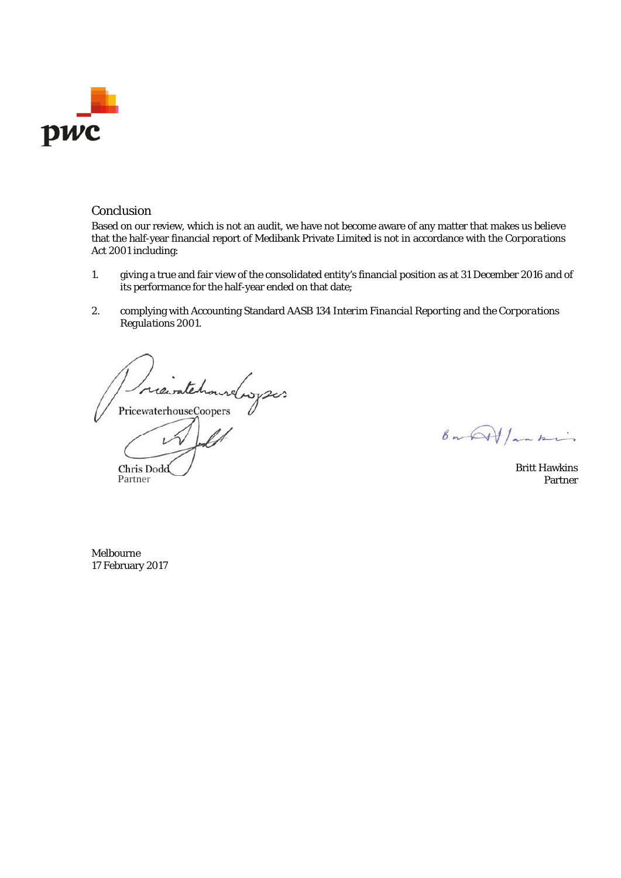## Conclusion

Based on our review, which is not an audit, we have not become aware of any matter that makes us believe that the half-year financial report of Medibank Private Limited is not in accordance with the *Corporations Act 2001* including:

1. giving a true and fair view of the consolidated entity's financial position as at 31 December 2016 and of its performance for the half-year ended on that date;

2. complying with Accounting Standard AASB 134 *Interim Financial Reporting* and the *Corporations Regulations 2001*.

PricewaterhouseCoopers

Chris Dodd
Partner

Britt Hawkins
Partner

Melbourne
17 February 2017